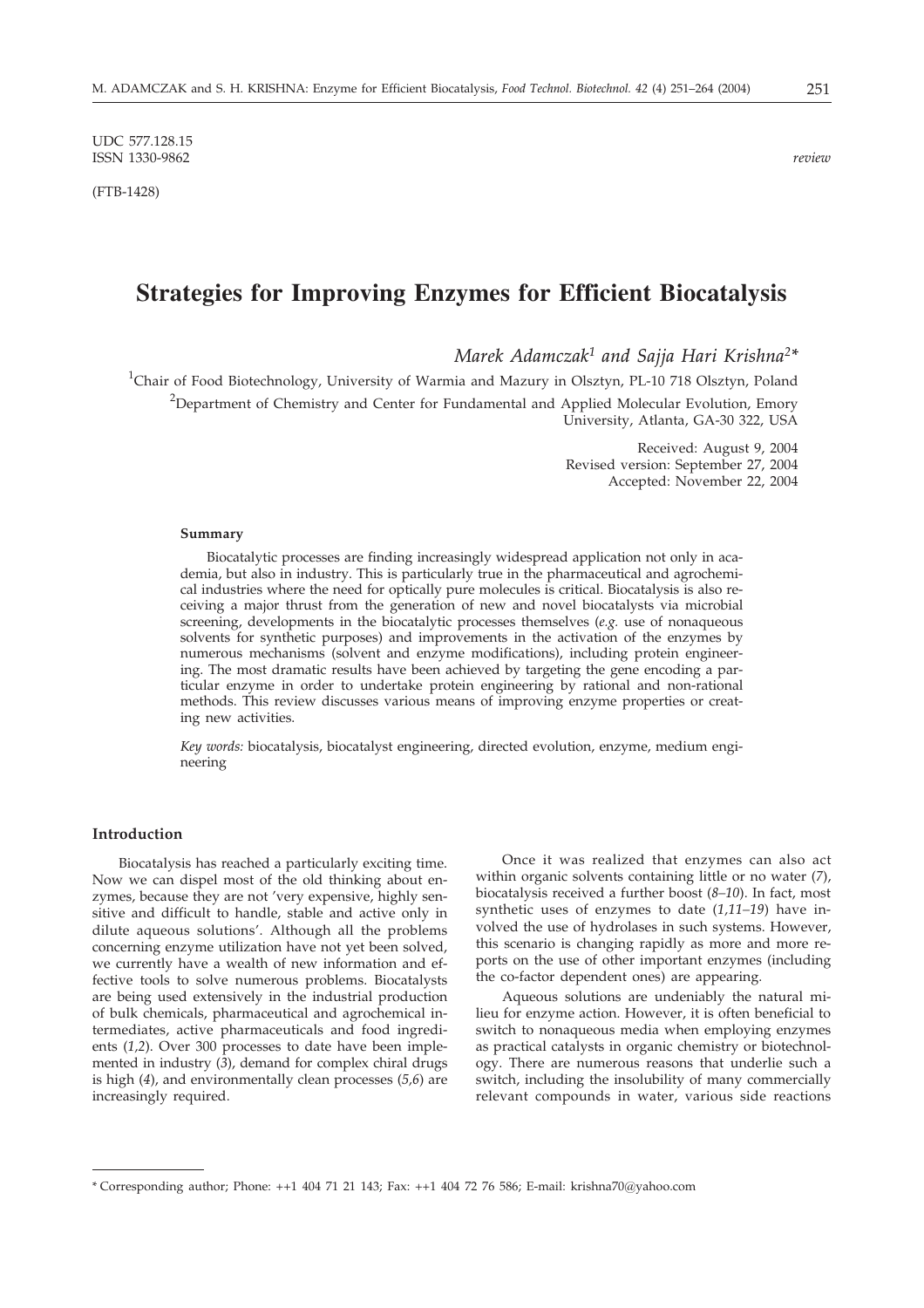UDC 577.128.15
ISSN 1330-9862

*review*

(FTB-1428)

# Strategies for Improving Enzymes for Efficient Biocatalysis

*Marek Adamczak[1] and Sajja Hari Krishna[2]**

[1]Chair of Food Biotechnology, University of Warmia and Mazury in Olsztyn, PL-10 718 Olsztyn, Poland

[2]Department of Chemistry and Center for Fundamental and Applied Molecular Evolution, Emory University, Atlanta, GA-30 322, USA

Received: August 9, 2004
Revised version: September 27, 2004
Accepted: November 22, 2004

**Summary**

Biocatalytic processes are finding increasingly widespread application not only in academia, but also in industry. This is particularly true in the pharmaceutical and agrochemical industries where the need for optically pure molecules is critical. Biocatalysis is also receiving a major thrust from the generation of new and novel biocatalysts via microbial screening, developments in the biocatalytic processes themselves (*e.g.* use of nonaqueous solvents for synthetic purposes) and improvements in the activation of the enzymes by numerous mechanisms (solvent and enzyme modifications), including protein engineering. The most dramatic results have been achieved by targeting the gene encoding a particular enzyme in order to undertake protein engineering by rational and non-rational methods. This review discusses various means of improving enzyme properties or creating new activities.

*Key words:* biocatalysis, biocatalyst engineering, directed evolution, enzyme, medium engineering

## Introduction

Biocatalysis has reached a particularly exciting time. Now we can dispel most of the old thinking about enzymes, because they are not 'very expensive, highly sensitive and difficult to handle, stable and active only in dilute aqueous solutions'. Although all the problems concerning enzyme utilization have not yet been solved, we currently have a wealth of new information and effective tools to solve numerous problems. Biocatalysts are being used extensively in the industrial production of bulk chemicals, pharmaceutical and agrochemical intermediates, active pharmaceuticals and food ingredients (*1,2*). Over 300 processes to date have been implemented in industry (*3*), demand for complex chiral drugs is high (*4*), and environmentally clean processes (*5,6*) are increasingly required.

Once it was realized that enzymes can also act within organic solvents containing little or no water (*7*), biocatalysis received a further boost (*8–10*). In fact, most synthetic uses of enzymes to date (*1,11–19*) have involved the use of hydrolases in such systems. However, this scenario is changing rapidly as more and more reports on the use of other important enzymes (including the co-factor dependent ones) are appearing.

Aqueous solutions are undeniably the natural milieu for enzyme action. However, it is often beneficial to switch to nonaqueous media when employing enzymes as practical catalysts in organic chemistry or biotechnology. There are numerous reasons that underlie such a switch, including the insolubility of many commercially relevant compounds in water, various side reactions

---

\* Corresponding author; Phone: ++1 404 71 21 143; Fax: ++1 404 72 76 586; E-mail: krishna70@yahoo.com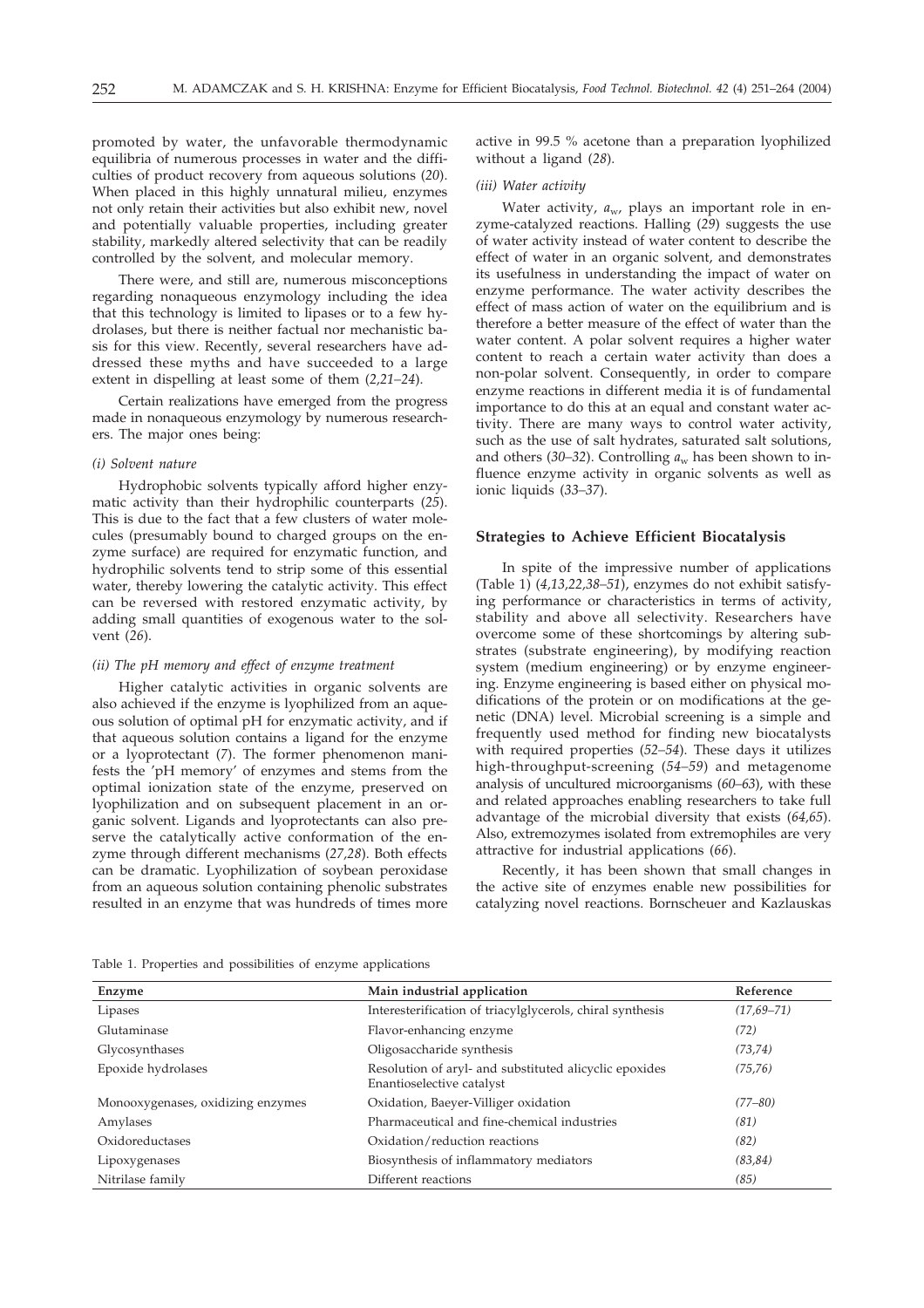promoted by water, the unfavorable thermodynamic equilibria of numerous processes in water and the difficulties of product recovery from aqueous solutions (*20*). When placed in this highly unnatural milieu, enzymes not only retain their activities but also exhibit new, novel and potentially valuable properties, including greater stability, markedly altered selectivity that can be readily controlled by the solvent, and molecular memory.

There were, and still are, numerous misconceptions regarding nonaqueous enzymology including the idea that this technology is limited to lipases or to a few hydrolases, but there is neither factual nor mechanistic basis for this view. Recently, several researchers have addressed these myths and have succeeded to a large extent in dispelling at least some of them (*2,21–24*).

Certain realizations have emerged from the progress made in nonaqueous enzymology by numerous researchers. The major ones being:

*(i) Solvent nature*

Hydrophobic solvents typically afford higher enzymatic activity than their hydrophilic counterparts (*25*). This is due to the fact that a few clusters of water molecules (presumably bound to charged groups on the enzyme surface) are required for enzymatic function, and hydrophilic solvents tend to strip some of this essential water, thereby lowering the catalytic activity. This effect can be reversed with restored enzymatic activity, by adding small quantities of exogenous water to the solvent (*26*).

*(ii) The pH memory and effect of enzyme treatment*

Higher catalytic activities in organic solvents are also achieved if the enzyme is lyophilized from an aqueous solution of optimal pH for enzymatic activity, and if that aqueous solution contains a ligand for the enzyme or a lyoprotectant (*7*). The former phenomenon manifests the 'pH memory' of enzymes and stems from the optimal ionization state of the enzyme, preserved on lyophilization and on subsequent placement in an organic solvent. Ligands and lyoprotectants can also preserve the catalytically active conformation of the enzyme through different mechanisms (*27,28*). Both effects can be dramatic. Lyophilization of soybean peroxidase from an aqueous solution containing phenolic substrates resulted in an enzyme that was hundreds of times more active in 99.5 % acetone than a preparation lyophilized without a ligand (*28*).

*(iii) Water activity*

Water activity, $a_w$, plays an important role in enzyme-catalyzed reactions. Halling (*29*) suggests the use of water activity instead of water content to describe the effect of water in an organic solvent, and demonstrates its usefulness in understanding the impact of water on enzyme performance. The water activity describes the effect of mass action of water on the equilibrium and is therefore a better measure of the effect of water than the water content. A polar solvent requires a higher water content to reach a certain water activity than does a non-polar solvent. Consequently, in order to compare enzyme reactions in different media it is of fundamental importance to do this at an equal and constant water activity. There are many ways to control water activity, such as the use of salt hydrates, saturated salt solutions, and others (*30–32*). Controlling $a_w$ has been shown to influence enzyme activity in organic solvents as well as ionic liquids (*33–37*).

## Strategies to Achieve Efficient Biocatalysis

In spite of the impressive number of applications (Table 1) (*4,13,22,38–51*), enzymes do not exhibit satisfying performance or characteristics in terms of activity, stability and above all selectivity. Researchers have overcome some of these shortcomings by altering substrates (substrate engineering), by modifying reaction system (medium engineering) or by enzyme engineering. Enzyme engineering is based either on physical modifications of the protein or on modifications at the genetic (DNA) level. Microbial screening is a simple and frequently used method for finding new biocatalysts with required properties (*52–54*). These days it utilizes high-throughput-screening (*54–59*) and metagenome analysis of uncultured microorganisms (*60–63*), with these and related approaches enabling researchers to take full advantage of the microbial diversity that exists (*64,65*). Also, extremozymes isolated from extremophiles are very attractive for industrial applications (*66*).

Recently, it has been shown that small changes in the active site of enzymes enable new possibilities for catalyzing novel reactions. Bornscheuer and Kazlauskas

Table 1. Properties and possibilities of enzyme applications

| Enzyme | Main industrial application | Reference |
|---|---|---|
| Lipases | Interesterification of triacylglycerols, chiral synthesis | *(17,69–71)* |
| Glutaminase | Flavor-enhancing enzyme | *(72)* |
| Glycosynthases | Oligosaccharide synthesis | *(73,74)* |
| Epoxide hydrolases | Resolution of aryl- and substituted alicyclic epoxides Enantioselective catalyst | *(75,76)* |
| Monooxygenases, oxidizing enzymes | Oxidation, Baeyer-Villiger oxidation | *(77–80)* |
| Amylases | Pharmaceutical and fine-chemical industries | *(81)* |
| Oxidoreductases | Oxidation/reduction reactions | *(82)* |
| Lipoxygenases | Biosynthesis of inflammatory mediators | *(83,84)* |
| Nitrilase family | Different reactions | *(85)* |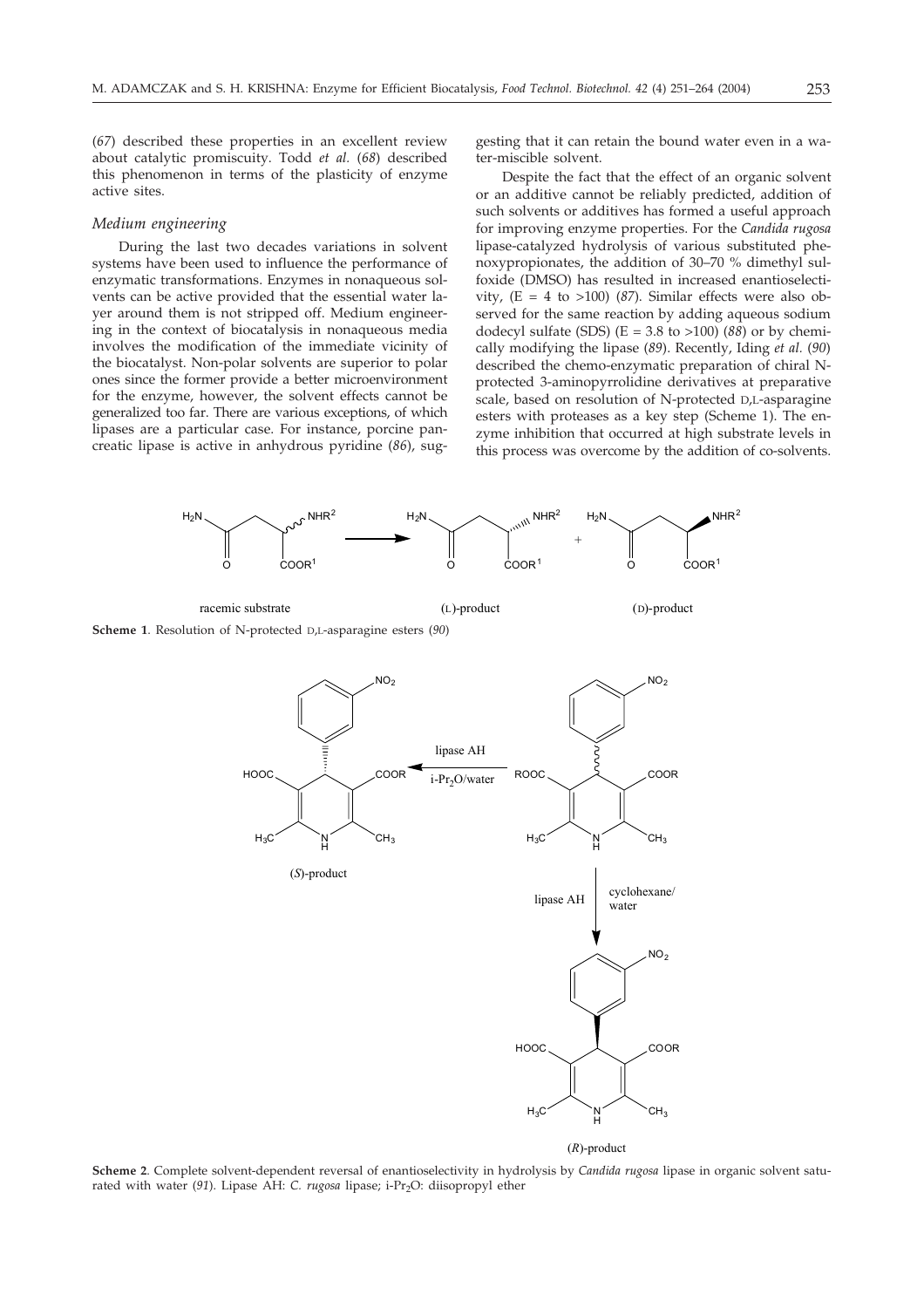(*67*) described these properties in an excellent review about catalytic promiscuity. Todd *et al.* (*68*) described this phenomenon in terms of the plasticity of enzyme active sites.

### *Medium engineering*

During the last two decades variations in solvent systems have been used to influence the performance of enzymatic transformations. Enzymes in nonaqueous solvents can be active provided that the essential water layer around them is not stripped off. Medium engineering in the context of biocatalysis in nonaqueous media involves the modification of the immediate vicinity of the biocatalyst. Non-polar solvents are superior to polar ones since the former provide a better microenvironment for the enzyme, however, the solvent effects cannot be generalized too far. There are various exceptions, of which lipases are a particular case. For instance, porcine pancreatic lipase is active in anhydrous pyridine (*86*), suggesting that it can retain the bound water even in a water-miscible solvent.

Despite the fact that the effect of an organic solvent or an additive cannot be reliably predicted, addition of such solvents or additives has formed a useful approach for improving enzyme properties. For the *Candida rugosa* lipase-catalyzed hydrolysis of various substituted phenoxypropionates, the addition of 30–70 % dimethyl sulfoxide (DMSO) has resulted in increased enantioselectivity, (E = 4 to >100) (*87*). Similar effects were also observed for the same reaction by adding aqueous sodium dodecyl sulfate (SDS) (E = 3.8 to >100) (*88*) or by chemically modifying the lipase (*89*). Recently, Iding *et al.* (*90*) described the chemo-enzymatic preparation of chiral N-protected 3-aminopyrrolidine derivatives at preparative scale, based on resolution of N-protected D,L-asparagine esters with proteases as a key step (Scheme 1). The enzyme inhibition that occurred at high substrate levels in this process was overcome by the addition of co-solvents.

**Scheme 1**. Resolution of N-protected D,L-asparagine esters (*90*)

**Scheme 2**. Complete solvent-dependent reversal of enantioselectivity in hydrolysis by *Candida rugosa* lipase in organic solvent saturated with water (*91*). Lipase AH: *C. rugosa* lipase; i-$Pr_2O$: diisopropyl ether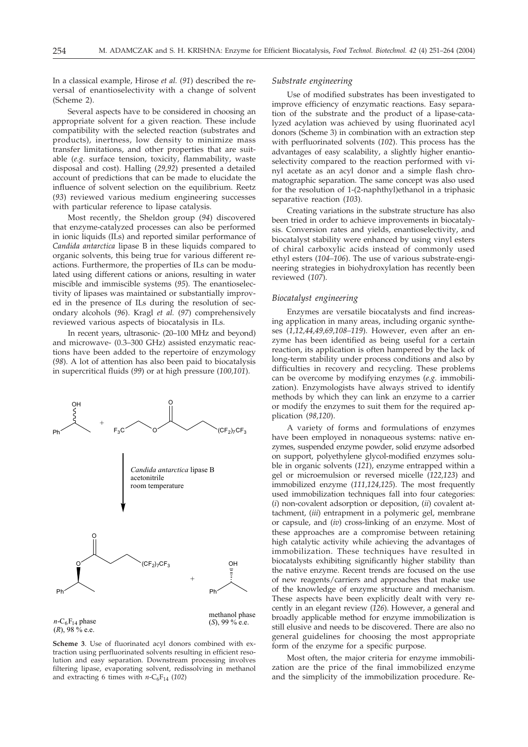In a classical example, Hirose *et al.* (*91*) described the reversal of enantioselectivity with a change of solvent (Scheme 2).

Several aspects have to be considered in choosing an appropriate solvent for a given reaction. These include compatibility with the selected reaction (substrates and products), inertness, low density to minimize mass transfer limitations, and other properties that are suitable (*e.g.* surface tension, toxicity, flammability, waste disposal and cost). Halling (*29,92*) presented a detailed account of predictions that can be made to elucidate the influence of solvent selection on the equilibrium. Reetz (*93*) reviewed various medium engineering successes with particular reference to lipase catalysis.

Most recently, the Sheldon group (*94*) discovered that enzyme-catalyzed processes can also be performed in ionic liquids (ILs) and reported similar performance of *Candida antarctica* lipase B in these liquids compared to organic solvents, this being true for various different reactions. Furthermore, the properties of ILs can be modulated using different cations or anions, resulting in water miscible and immiscible systems (*95*). The enantioselectivity of lipases was maintained or substantially improved in the presence of ILs during the resolution of secondary alcohols (*96*). Kragl *et al.* (*97*) comprehensively reviewed various aspects of biocatalysis in ILs.

In recent years, ultrasonic- (20–100 MHz and beyond) and microwave- (0.3–300 GHz) assisted enzymatic reactions have been added to the repertoire of enzymology (*98*). A lot of attention has also been paid to biocatalysis in supercritical fluids (*99*) or at high pressure (*100,101*).

*Candida antarctica* lipase B
acetonitrile
room temperature

$n$-$C_6F_{14}$ phase
(*R*), 98 % e.e.

methanol phase
(*S*), 99 % e.e.

**Scheme 3**. Use of fluorinated acyl donors combined with extraction using perfluorinated solvents resulting in efficient resolution and easy separation. Downstream processing involves filtering lipase, evaporating solvent, redissolving in methanol and extracting 6 times with $n$-$C_6F_{14}$ (*102*)

### *Substrate engineering*

Use of modified substrates has been investigated to improve efficiency of enzymatic reactions. Easy separation of the substrate and the product of a lipase-catalyzed acylation was achieved by using fluorinated acyl donors (Scheme 3) in combination with an extraction step with perfluorinated solvents (*102*). This process has the advantages of easy scalability, a slightly higher enantioselectivity compared to the reaction performed with vinyl acetate as an acyl donor and a simple flash chromatographic separation. The same concept was also used for the resolution of 1-(2-naphthyl)ethanol in a triphasic separative reaction (*103*).

Creating variations in the substrate structure has also been tried in order to achieve improvements in biocatalysis. Conversion rates and yields, enantioselectivity, and biocatalyst stability were enhanced by using vinyl esters of chiral carboxylic acids instead of commonly used ethyl esters (*104–106*). The use of various substrate-engineering strategies in biohydroxylation has recently been reviewed (*107*).

### *Biocatalyst engineering*

Enzymes are versatile biocatalysts and find increasing application in many areas, including organic syntheses (*1,12,44,49,69,108–119*). However, even after an enzyme has been identified as being useful for a certain reaction, its application is often hampered by the lack of long-term stability under process conditions and also by difficulties in recovery and recycling. These problems can be overcome by modifying enzymes (*e.g.* immobilization). Enzymologists have always strived to identify methods by which they can link an enzyme to a carrier or modify the enzymes to suit them for the required application (*98,120*).

A variety of forms and formulations of enzymes have been employed in nonaqueous systems: native enzymes, suspended enzyme powder, solid enzyme adsorbed on support, polyethylene glycol-modified enzymes soluble in organic solvents (*121*), enzyme entrapped within a gel or microemulsion or reversed micelle (*122,123*) and immobilized enzyme (*111,124,125*). The most frequently used immobilization techniques fall into four categories: (*i*) non-covalent adsorption or deposition, (*ii*) covalent attachment, (*iii*) entrapment in a polymeric gel, membrane or capsule, and (*iv*) cross-linking of an enzyme. Most of these approaches are a compromise between retaining high catalytic activity while achieving the advantages of immobilization. These techniques have resulted in biocatalysts exhibiting significantly higher stability than the native enzyme. Recent trends are focused on the use of new reagents/carriers and approaches that make use of the knowledge of enzyme structure and mechanism. These aspects have been explicitly dealt with very recently in an elegant review (*126*). However, a general and broadly applicable method for enzyme immobilization is still elusive and needs to be discovered. There are also no general guidelines for choosing the most appropriate form of the enzyme for a specific purpose.

Most often, the major criteria for enzyme immobilization are the price of the final immobilized enzyme and the simplicity of the immobilization procedure. Re-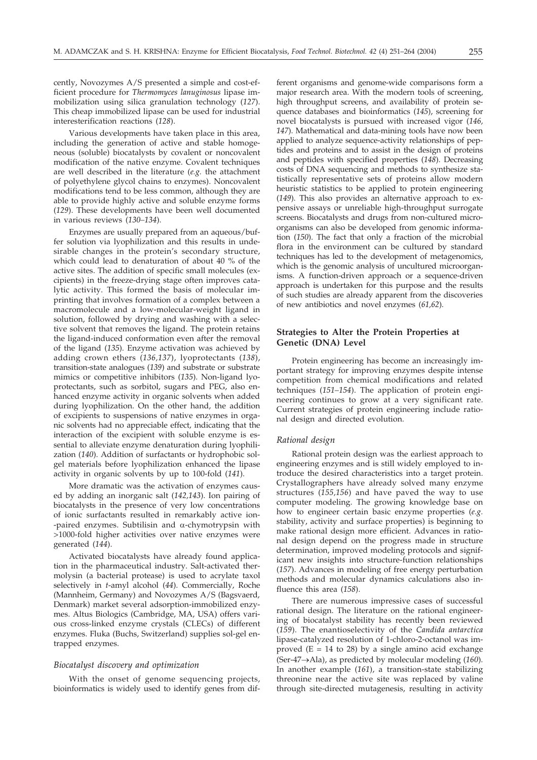cently, Novozymes A/S presented a simple and cost-efficient procedure for *Thermomyces lanuginosus* lipase immobilization using silica granulation technology (*127*). This cheap immobilized lipase can be used for industrial interesterification reactions (*128*).

Various developments have taken place in this area, including the generation of active and stable homogeneous (soluble) biocatalysts by covalent or noncovalent modification of the native enzyme. Covalent techniques are well described in the literature (*e.g.* the attachment of polyethylene glycol chains to enzymes). Noncovalent modifications tend to be less common, although they are able to provide highly active and soluble enzyme forms (*129*). These developments have been well documented in various reviews (*130–134*).

Enzymes are usually prepared from an aqueous/buffer solution via lyophilization and this results in undesirable changes in the protein's secondary structure, which could lead to denaturation of about 40 % of the active sites. The addition of specific small molecules (excipients) in the freeze-drying stage often improves catalytic activity. This formed the basis of molecular imprinting that involves formation of a complex between a macromolecule and a low-molecular-weight ligand in solution, followed by drying and washing with a selective solvent that removes the ligand. The protein retains the ligand-induced conformation even after the removal of the ligand (*135*). Enzyme activation was achieved by adding crown ethers (*136,137*), lyoprotectants (*138*), transition-state analogues (*139*) and substrate or substrate mimics or competitive inhibitors (*135*). Non-ligand lyoprotectants, such as sorbitol, sugars and PEG, also enhanced enzyme activity in organic solvents when added during lyophilization. On the other hand, the addition of excipients to suspensions of native enzymes in organic solvents had no appreciable effect, indicating that the interaction of the excipient with soluble enzyme is essential to alleviate enzyme denaturation during lyophilization (*140*). Addition of surfactants or hydrophobic sol-gel materials before lyophilization enhanced the lipase activity in organic solvents by up to 100-fold (*141*).

More dramatic was the activation of enzymes caused by adding an inorganic salt (*142,143*). Ion pairing of biocatalysts in the presence of very low concentrations of ionic surfactants resulted in remarkably active ion-paired enzymes. Subtilisin and α-chymotrypsin with >1000-fold higher activities over native enzymes were generated (*144*).

Activated biocatalysts have already found application in the pharmaceutical industry. Salt-activated thermolysin (a bacterial protease) is used to acrylate taxol selectively in *t*-amyl alcohol (*44*). Commercially, Roche (Mannheim, Germany) and Novozymes A/S (Bagsvaerd, Denmark) market several adsorption-immobilized enzymes. Altus Biologics (Cambridge, MA, USA) offers various cross-linked enzyme crystals (CLECs) of different enzymes. Fluka (Buchs, Switzerland) supplies sol-gel entrapped enzymes.

### *Biocatalyst discovery and optimization*

With the onset of genome sequencing projects, bioinformatics is widely used to identify genes from different organisms and genome-wide comparisons form a major research area. With the modern tools of screening, high throughput screens, and availability of protein sequence databases and bioinformatics (*145*), screening for novel biocatalysts is pursued with increased vigor (*146, 147*). Mathematical and data-mining tools have now been applied to analyze sequence-activity relationships of peptides and proteins and to assist in the design of proteins and peptides with specified properties (*148*). Decreasing costs of DNA sequencing and methods to synthesize statistically representative sets of proteins allow modern heuristic statistics to be applied to protein engineering (*149*). This also provides an alternative approach to expensive assays or unreliable high-throughput surrogate screens. Biocatalysts and drugs from non-cultured microorganisms can also be developed from genomic information (*150*). The fact that only a fraction of the microbial flora in the environment can be cultured by standard techniques has led to the development of metagenomics, which is the genomic analysis of uncultured microorganisms. A function-driven approach or a sequence-driven approach is undertaken for this purpose and the results of such studies are already apparent from the discoveries of new antibiotics and novel enzymes (*61,62*).

## Strategies to Alter the Protein Properties at Genetic (DNA) Level

Protein engineering has become an increasingly important strategy for improving enzymes despite intense competition from chemical modifications and related techniques (*151–154*). The application of protein engineering continues to grow at a very significant rate. Current strategies of protein engineering include rational design and directed evolution.

### *Rational design*

Rational protein design was the earliest approach to engineering enzymes and is still widely employed to introduce the desired characteristics into a target protein. Crystallographers have already solved many enzyme structures (*155,156*) and have paved the way to use computer modeling. The growing knowledge base on how to engineer certain basic enzyme properties (*e.g.* stability, activity and surface properties) is beginning to make rational design more efficient. Advances in rational design depend on the progress made in structure determination, improved modeling protocols and significant new insights into structure-function relationships (*157*). Advances in modeling of free energy perturbation methods and molecular dynamics calculations also influence this area (*158*).

There are numerous impressive cases of successful rational design. The literature on the rational engineering of biocatalyst stability has recently been reviewed (*159*). The enantioselectivity of the *Candida antarctica* lipase-catalyzed resolution of 1-chloro-2-octanol was improved (E = 14 to 28) by a single amino acid exchange (Ser-47→Ala), as predicted by molecular modeling (*160*). In another example (*161*), a transition-state stabilizing threonine near the active site was replaced by valine through site-directed mutagenesis, resulting in activity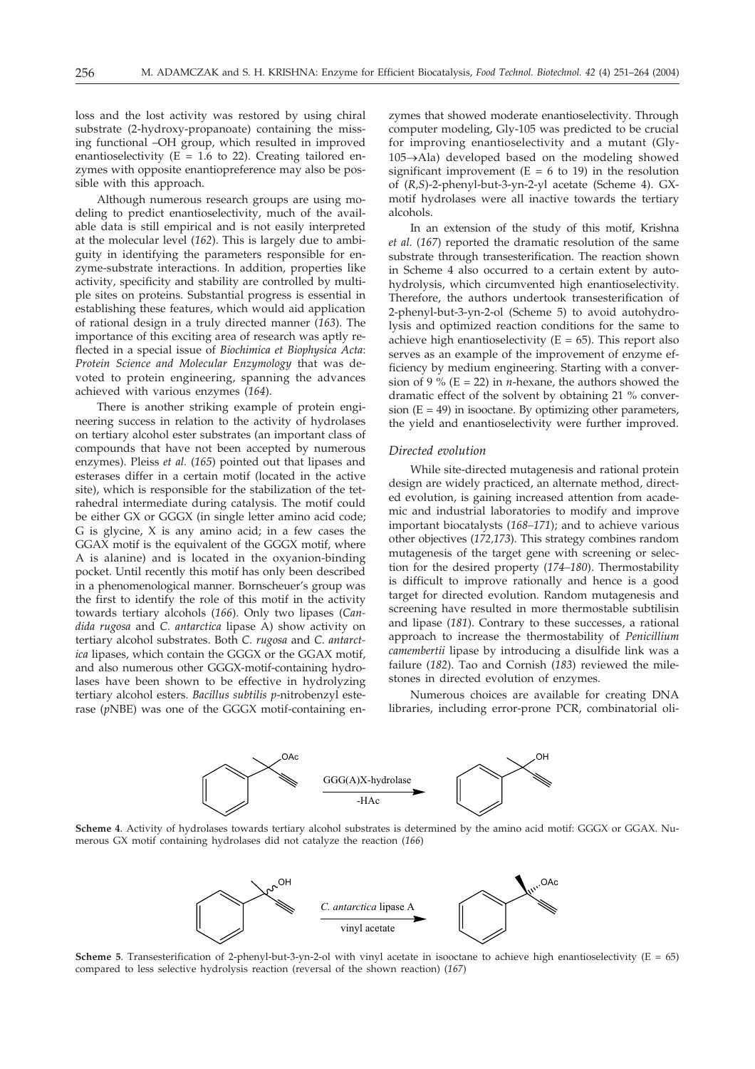loss and the lost activity was restored by using chiral substrate (2-hydroxy-propanoate) containing the missing functional –OH group, which resulted in improved enantioselectivity (E = 1.6 to 22). Creating tailored enzymes with opposite enantiopreference may also be possible with this approach.

Although numerous research groups are using modeling to predict enantioselectivity, much of the available data is still empirical and is not easily interpreted at the molecular level (*162*). This is largely due to ambiguity in identifying the parameters responsible for enzyme-substrate interactions. In addition, properties like activity, specificity and stability are controlled by multiple sites on proteins. Substantial progress is essential in establishing these features, which would aid application of rational design in a truly directed manner (*163*). The importance of this exciting area of research was aptly reflected in a special issue of *Biochimica et Biophysica Acta*: *Protein Science and Molecular Enzymology* that was devoted to protein engineering, spanning the advances achieved with various enzymes (*164*).

There is another striking example of protein engineering success in relation to the activity of hydrolases on tertiary alcohol ester substrates (an important class of compounds that have not been accepted by numerous enzymes). Pleiss *et al.* (*165*) pointed out that lipases and esterases differ in a certain motif (located in the active site), which is responsible for the stabilization of the tetrahedral intermediate during catalysis. The motif could be either GX or GGGX (in single letter amino acid code; G is glycine, X is any amino acid; in a few cases the GGAX motif is the equivalent of the GGGX motif, where A is alanine) and is located in the oxyanion-binding pocket. Until recently this motif has only been described in a phenomenological manner. Bornscheuer's group was the first to identify the role of this motif in the activity towards tertiary alcohols (*166*). Only two lipases (*Candida rugosa* and *C. antarctica* lipase A) show activity on tertiary alcohol substrates. Both *C. rugosa* and *C. antarctica* lipases, which contain the GGGX or the GGAX motif, and also numerous other GGGX-motif-containing hydrolases have been shown to be effective in hydrolyzing tertiary alcohol esters. *Bacillus subtilis p*-nitrobenzyl esterase (*p*NBE) was one of the GGGX motif-containing enzymes that showed moderate enantioselectivity. Through computer modeling, Gly-105 was predicted to be crucial for improving enantioselectivity and a mutant (Gly-105→Ala) developed based on the modeling showed significant improvement (E = 6 to 19) in the resolution of (*R,S*)-2-phenyl-but-3-yn-2-yl acetate (Scheme 4). GX-motif hydrolases were all inactive towards the tertiary alcohols.

In an extension of the study of this motif, Krishna *et al.* (*167*) reported the dramatic resolution of the same substrate through transesterification. The reaction shown in Scheme 4 also occurred to a certain extent by autohydrolysis, which circumvented high enantioselectivity. Therefore, the authors undertook transesterification of 2-phenyl-but-3-yn-2-ol (Scheme 5) to avoid autohydrolysis and optimized reaction conditions for the same to achieve high enantioselectivity (E = 65). This report also serves as an example of the improvement of enzyme efficiency by medium engineering. Starting with a conversion of 9 % (E = 22) in *n*-hexane, the authors showed the dramatic effect of the solvent by obtaining 21 % conversion (E = 49) in isooctane. By optimizing other parameters, the yield and enantioselectivity were further improved.

### *Directed evolution*

While site-directed mutagenesis and rational protein design are widely practiced, an alternate method, directed evolution, is gaining increased attention from academic and industrial laboratories to modify and improve important biocatalysts (*168–171*); and to achieve various other objectives (*172,173*). This strategy combines random mutagenesis of the target gene with screening or selection for the desired property (*174–180*). Thermostability is difficult to improve rationally and hence is a good target for directed evolution. Random mutagenesis and screening have resulted in more thermostable subtilisin and lipase (*181*). Contrary to these successes, a rational approach to increase the thermostability of *Penicillium camembertii* lipase by introducing a disulfide link was a failure (*182*). Tao and Cornish (*183*) reviewed the milestones in directed evolution of enzymes.

Numerous choices are available for creating DNA libraries, including error-prone PCR, combinatorial oli-

**Scheme 4**. Activity of hydrolases towards tertiary alcohol substrates is determined by the amino acid motif: GGGX or GGAX. Numerous GX motif containing hydrolases did not catalyze the reaction (*166*)

**Scheme 5**. Transesterification of 2-phenyl-but-3-yn-2-ol with vinyl acetate in isooctane to achieve high enantioselectivity (E = 65) compared to less selective hydrolysis reaction (reversal of the shown reaction) (*167*)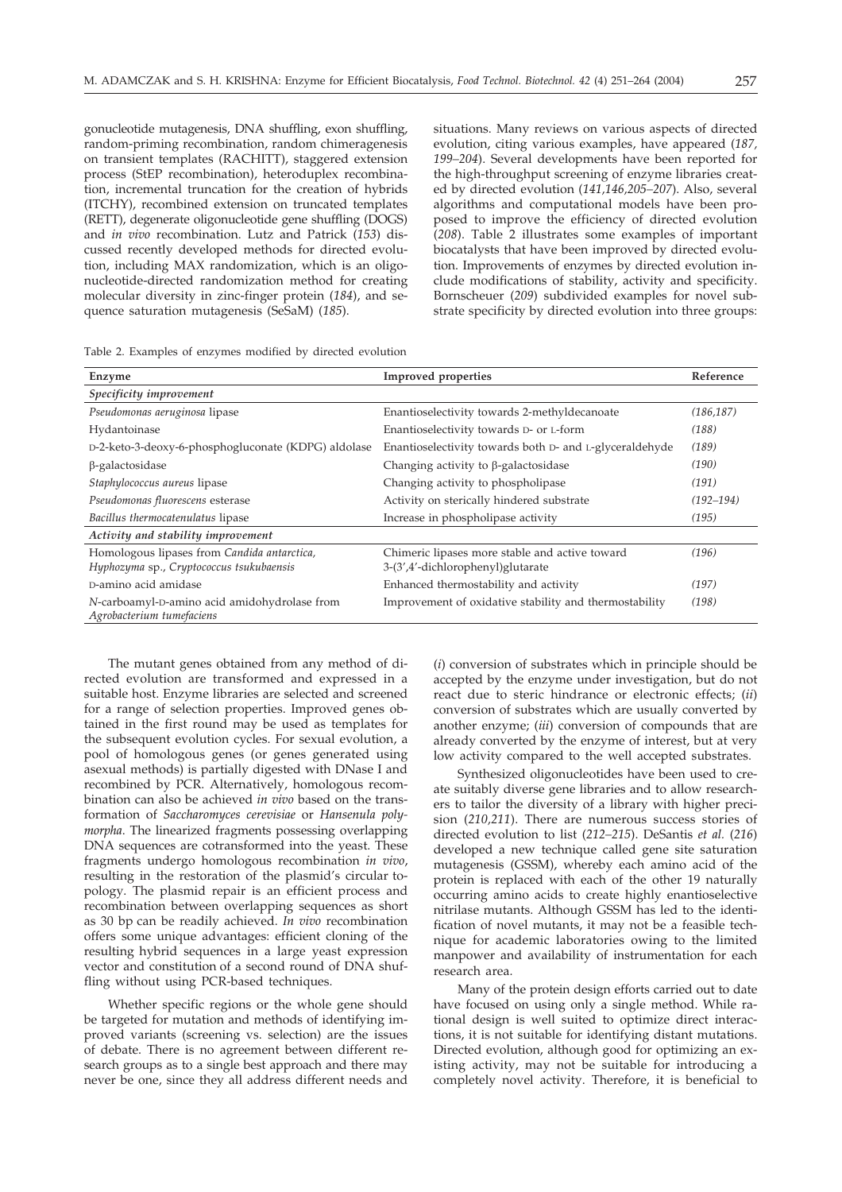gonucleotide mutagenesis, DNA shuffling, exon shuffling, random-priming recombination, random chimeragenesis on transient templates (RACHITT), staggered extension process (StEP recombination), heteroduplex recombination, incremental truncation for the creation of hybrids (ITCHY), recombined extension on truncated templates (RETT), degenerate oligonucleotide gene shuffling (DOGS) and *in vivo* recombination. Lutz and Patrick (*153*) discussed recently developed methods for directed evolution, including MAX randomization, which is an oligonucleotide-directed randomization method for creating molecular diversity in zinc-finger protein (*184*), and sequence saturation mutagenesis (SeSaM) (*185*).

situations. Many reviews on various aspects of directed evolution, citing various examples, have appeared (*187, 199–204*). Several developments have been reported for the high-throughput screening of enzyme libraries created by directed evolution (*141,146,205–207*). Also, several algorithms and computational models have been proposed to improve the efficiency of directed evolution (*208*). Table 2 illustrates some examples of important biocatalysts that have been improved by directed evolution. Improvements of enzymes by directed evolution include modifications of stability, activity and specificity. Bornscheuer (*209*) subdivided examples for novel substrate specificity by directed evolution into three groups:

Table 2. Examples of enzymes modified by directed evolution

| Enzyme | Improved properties | Reference |
|---|---|---|
| *Specificity improvement* | | |
| *Pseudomonas aeruginosa* lipase | Enantioselectivity towards 2-methyldecanoate | (*186,187*) |
| Hydantoinase | Enantioselectivity towards D- or L-form | (*188*) |
| D-2-keto-3-deoxy-6-phosphogluconate (KDPG) aldolase | Enantioselectivity towards both D- and L-glyceraldehyde | (*189*) |
| β-galactosidase | Changing activity to β-galactosidase | (*190*) |
| *Staphylococcus aureus* lipase | Changing activity to phospholipase | (*191*) |
| *Pseudomonas fluorescens* esterase | Activity on sterically hindered substrate | (*192–194*) |
| *Bacillus thermocatenulatus* lipase | Increase in phospholipase activity | (*195*) |
| *Activity and stability improvement* | | |
| Homologous lipases from *Candida antarctica*, *Hyphozyma* sp., *Cryptococcus tsukubaensis* | Chimeric lipases more stable and active toward 3-(3',4'-dichlorophenyl)glutarate | (*196*) |
| D-amino acid amidase | Enhanced thermostability and activity | (*197*) |
| *N*-carboamyl-D-amino acid amidohydrolase from *Agrobacterium tumefaciens* | Improvement of oxidative stability and thermostability | (*198*) |

The mutant genes obtained from any method of directed evolution are transformed and expressed in a suitable host. Enzyme libraries are selected and screened for a range of selection properties. Improved genes obtained in the first round may be used as templates for the subsequent evolution cycles. For sexual evolution, a pool of homologous genes (or genes generated using asexual methods) is partially digested with DNase I and recombined by PCR. Alternatively, homologous recombination can also be achieved *in vivo* based on the transformation of *Saccharomyces cerevisiae* or *Hansenula polymorpha*. The linearized fragments possessing overlapping DNA sequences are cotransformed into the yeast. These fragments undergo homologous recombination *in vivo*, resulting in the restoration of the plasmid's circular topology. The plasmid repair is an efficient process and recombination between overlapping sequences as short as 30 bp can be readily achieved. *In vivo* recombination offers some unique advantages: efficient cloning of the resulting hybrid sequences in a large yeast expression vector and constitution of a second round of DNA shuffling without using PCR-based techniques.

Whether specific regions or the whole gene should be targeted for mutation and methods of identifying improved variants (screening vs. selection) are the issues of debate. There is no agreement between different research groups as to a single best approach and there may never be one, since they all address different needs and

(*i*) conversion of substrates which in principle should be accepted by the enzyme under investigation, but do not react due to steric hindrance or electronic effects; (*ii*) conversion of substrates which are usually converted by another enzyme; (*iii*) conversion of compounds that are already converted by the enzyme of interest, but at very low activity compared to the well accepted substrates.

Synthesized oligonucleotides have been used to create suitably diverse gene libraries and to allow researchers to tailor the diversity of a library with higher precision (*210,211*). There are numerous success stories of directed evolution to list (*212–215*). DeSantis *et al.* (*216*) developed a new technique called gene site saturation mutagenesis (GSSM), whereby each amino acid of the protein is replaced with each of the other 19 naturally occurring amino acids to create highly enantioselective nitrilase mutants. Although GSSM has led to the identification of novel mutants, it may not be a feasible technique for academic laboratories owing to the limited manpower and availability of instrumentation for each research area.

Many of the protein design efforts carried out to date have focused on using only a single method. While rational design is well suited to optimize direct interactions, it is not suitable for identifying distant mutations. Directed evolution, although good for optimizing an existing activity, may not be suitable for introducing a completely novel activity. Therefore, it is beneficial to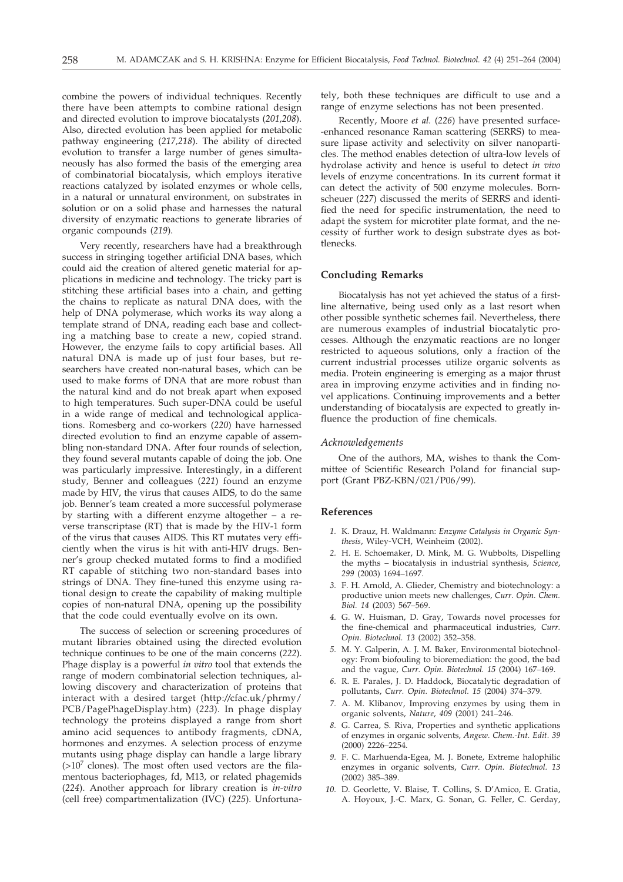combine the powers of individual techniques. Recently there have been attempts to combine rational design and directed evolution to improve biocatalysts (*201,208*). Also, directed evolution has been applied for metabolic pathway engineering (*217,218*). The ability of directed evolution to transfer a large number of genes simultaneously has also formed the basis of the emerging area of combinatorial biocatalysis, which employs iterative reactions catalyzed by isolated enzymes or whole cells, in a natural or unnatural environment, on substrates in solution or on a solid phase and harnesses the natural diversity of enzymatic reactions to generate libraries of organic compounds (*219*).

Very recently, researchers have had a breakthrough success in stringing together artificial DNA bases, which could aid the creation of altered genetic material for applications in medicine and technology. The tricky part is stitching these artificial bases into a chain, and getting the chains to replicate as natural DNA does, with the help of DNA polymerase, which works its way along a template strand of DNA, reading each base and collecting a matching base to create a new, copied strand. However, the enzyme fails to copy artificial bases. All natural DNA is made up of just four bases, but researchers have created non-natural bases, which can be used to make forms of DNA that are more robust than the natural kind and do not break apart when exposed to high temperatures. Such super-DNA could be useful in a wide range of medical and technological applications. Romesberg and co-workers (*220*) have harnessed directed evolution to find an enzyme capable of assembling non-standard DNA. After four rounds of selection, they found several mutants capable of doing the job. One was particularly impressive. Interestingly, in a different study, Benner and colleagues (*221*) found an enzyme made by HIV, the virus that causes AIDS, to do the same job. Benner's team created a more successful polymerase by starting with a different enzyme altogether – a reverse transcriptase (RT) that is made by the HIV-1 form of the virus that causes AIDS. This RT mutates very efficiently when the virus is hit with anti-HIV drugs. Benner's group checked mutated forms to find a modified RT capable of stitching two non-standard bases into strings of DNA. They fine-tuned this enzyme using rational design to create the capability of making multiple copies of non-natural DNA, opening up the possibility that the code could eventually evolve on its own.

The success of selection or screening procedures of mutant libraries obtained using the directed evolution technique continues to be one of the main concerns (*222*). Phage display is a powerful *in vitro* tool that extends the range of modern combinatorial selection techniques, allowing discovery and characterization of proteins that interact with a desired target (http://cfac.uk/phrmy/PCB/PagePhageDisplay.htm) (*223*). In phage display technology the proteins displayed a range from short amino acid sequences to antibody fragments, cDNA, hormones and enzymes. A selection process of enzyme mutants using phage display can handle a large library ($>10^7$ clones). The most often used vectors are the filamentous bacteriophages, fd, M13, or related phagemids (*224*). Another approach for library creation is *in-vitro* (cell free) compartmentalization (IVC) (*225*). Unfortunately, both these techniques are difficult to use and a range of enzyme selections has not been presented.

Recently, Moore *et al.* (*226*) have presented surface-enhanced resonance Raman scattering (SERRS) to measure lipase activity and selectivity on silver nanoparticles. The method enables detection of ultra-low levels of hydrolase activity and hence is useful to detect *in vivo* levels of enzyme concentrations. In its current format it can detect the activity of 500 enzyme molecules. Bornscheuer (*227*) discussed the merits of SERRS and identified the need for specific instrumentation, the need to adapt the system for microtiter plate format, and the necessity of further work to design substrate dyes as bottlenecks.

## Concluding Remarks

Biocatalysis has not yet achieved the status of a first-line alternative, being used only as a last resort when other possible synthetic schemes fail. Nevertheless, there are numerous examples of industrial biocatalytic processes. Although the enzymatic reactions are no longer restricted to aqueous solutions, only a fraction of the current industrial processes utilize organic solvents as media. Protein engineering is emerging as a major thrust area in improving enzyme activities and in finding novel applications. Continuing improvements and a better understanding of biocatalysis are expected to greatly influence the production of fine chemicals.

### *Acknowledgements*

One of the authors, MA, wishes to thank the Committee of Scientific Research Poland for financial support (Grant PBZ-KBN/021/P06/99).

## References

*1.* K. Drauz, H. Waldmann: *Enzyme Catalysis in Organic Synthesis*, Wiley-VCH, Weinheim (2002).

*2.* H. E. Schoemaker, D. Mink, M. G. Wubbolts, Dispelling the myths – biocatalysis in industrial synthesis, *Science, 299* (2003) 1694–1697.

*3.* F. H. Arnold, A. Glieder, Chemistry and biotechnology: a productive union meets new challenges, *Curr. Opin. Chem. Biol. 14* (2003) 567–569.

*4.* G. W. Huisman, D. Gray, Towards novel processes for the fine-chemical and pharmaceutical industries, *Curr. Opin. Biotechnol. 13* (2002) 352–358.

*5.* M. Y. Galperin, A. J. M. Baker, Environmental biotechnology: From biofouling to bioremediation: the good, the bad and the vague, *Curr. Opin. Biotechnol. 15* (2004) 167–169.

*6.* R. E. Parales, J. D. Haddock, Biocatalytic degradation of pollutants, *Curr. Opin. Biotechnol. 15* (2004) 374–379.

*7.* A. M. Klibanov, Improving enzymes by using them in organic solvents, *Nature, 409* (2001) 241–246.

*8.* G. Carrea, S. Riva, Properties and synthetic applications of enzymes in organic solvents, *Angew. Chem.-Int. Edit. 39* (2000) 2226–2254.

*9.* F. C. Marhuenda-Egea, M. J. Bonete, Extreme halophilic enzymes in organic solvents, *Curr. Opin. Biotechnol. 13* (2002) 385–389.

*10.* D. Georlette, V. Blaise, T. Collins, S. D'Amico, E. Gratia, A. Hoyoux, J.-C. Marx, G. Sonan, G. Feller, C. Gerday,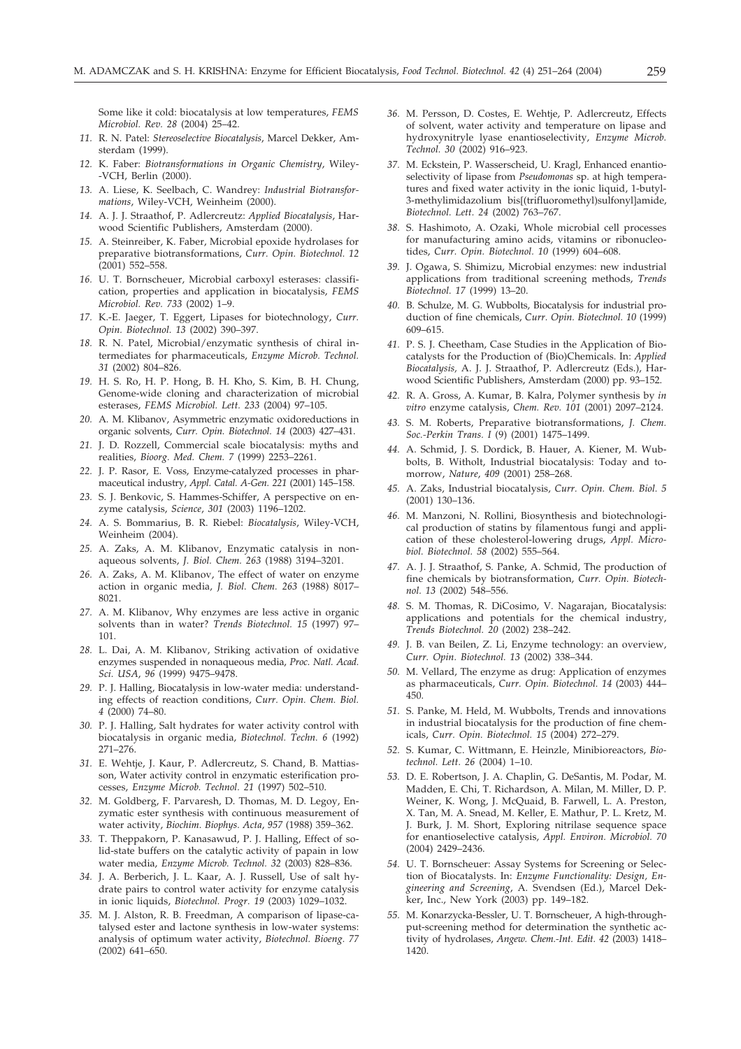Some like it cold: biocatalysis at low temperatures, *FEMS Microbiol. Rev. 28* (2004) 25–42.

*11.* R. N. Patel: *Stereoselective Biocatalysis*, Marcel Dekker, Amsterdam (1999).

*12.* K. Faber: *Biotransformations in Organic Chemistry*, Wiley-VCH, Berlin (2000).

*13.* A. Liese, K. Seelbach, C. Wandrey: *Industrial Biotransformations*, Wiley-VCH, Weinheim (2000).

*14.* A. J. J. Straathof, P. Adlercreutz: *Applied Biocatalysis*, Harwood Scientific Publishers, Amsterdam (2000).

*15.* A. Steinreiber, K. Faber, Microbial epoxide hydrolases for preparative biotransformations, *Curr. Opin. Biotechnol. 12* (2001) 552–558.

*16.* U. T. Bornscheuer, Microbial carboxyl esterases: classification, properties and application in biocatalysis, *FEMS Microbiol. Rev. 733* (2002) 1–9.

*17.* K.-E. Jaeger, T. Eggert, Lipases for biotechnology, *Curr. Opin. Biotechnol. 13* (2002) 390–397.

*18.* R. N. Patel, Microbial/enzymatic synthesis of chiral intermediates for pharmaceuticals, *Enzyme Microb. Technol. 31* (2002) 804–826.

*19.* H. S. Ro, H. P. Hong, B. H. Kho, S. Kim, B. H. Chung, Genome-wide cloning and characterization of microbial esterases, *FEMS Microbiol. Lett. 233* (2004) 97–105.

*20.* A. M. Klibanov, Asymmetric enzymatic oxidoreductions in organic solvents, *Curr. Opin. Biotechnol. 14* (2003) 427–431.

*21.* J. D. Rozzell, Commercial scale biocatalysis: myths and realities, *Bioorg. Med. Chem. 7* (1999) 2253–2261.

*22.* J. P. Rasor, E. Voss, Enzyme-catalyzed processes in pharmaceutical industry, *Appl. Catal. A-Gen. 221* (2001) 145–158.

*23.* S. J. Benkovic, S. Hammes-Schiffer, A perspective on enzyme catalysis, *Science*, *301* (2003) 1196–1202.

*24.* A. S. Bommarius, B. R. Riebel: *Biocatalysis*, Wiley-VCH, Weinheim (2004).

*25.* A. Zaks, A. M. Klibanov, Enzymatic catalysis in nonaqueous solvents, *J. Biol. Chem. 263* (1988) 3194–3201.

*26.* A. Zaks, A. M. Klibanov, The effect of water on enzyme action in organic media, *J. Biol. Chem. 263* (1988) 8017–8021.

*27.* A. M. Klibanov, Why enzymes are less active in organic solvents than in water? *Trends Biotechnol. 15* (1997) 97–101.

*28.* L. Dai, A. M. Klibanov, Striking activation of oxidative enzymes suspended in nonaqueous media, *Proc. Natl. Acad. Sci. USA*, *96* (1999) 9475–9478.

*29.* P. J. Halling, Biocatalysis in low-water media: understanding effects of reaction conditions, *Curr. Opin. Chem. Biol. 4* (2000) 74–80.

*30.* P. J. Halling, Salt hydrates for water activity control with biocatalysis in organic media, *Biotechnol. Techn. 6* (1992) 271–276.

*31.* E. Wehtje, J. Kaur, P. Adlercreutz, S. Chand, B. Mattiasson, Water activity control in enzymatic esterification processes, *Enzyme Microb. Technol. 21* (1997) 502–510.

*32.* M. Goldberg, F. Parvaresh, D. Thomas, M. D. Legoy, Enzymatic ester synthesis with continuous measurement of water activity, *Biochim. Biophys. Acta*, *957* (1988) 359–362.

*33.* T. Theppakorn, P. Kanasawud, P. J. Halling, Effect of solid-state buffers on the catalytic activity of papain in low water media, *Enzyme Microb. Technol. 32* (2003) 828–836.

*34.* J. A. Berberich, J. L. Kaar, A. J. Russell, Use of salt hydrate pairs to control water activity for enzyme catalysis in ionic liquids, *Biotechnol. Progr. 19* (2003) 1029–1032.

*35.* M. J. Alston, R. B. Freedman, A comparison of lipase-catalysed ester and lactone synthesis in low-water systems: analysis of optimum water activity, *Biotechnol. Bioeng. 77* (2002) 641–650.

*36.* M. Persson, D. Costes, E. Wehtje, P. Adlercreutz, Effects of solvent, water activity and temperature on lipase and hydroxynitryle lyase enantioselectivity, *Enzyme Microb. Technol. 30* (2002) 916–923.

*37.* M. Eckstein, P. Wasserscheid, U. Kragl, Enhanced enantioselectivity of lipase from *Pseudomonas* sp. at high temperatures and fixed water activity in the ionic liquid, 1-butyl-3-methylimidazolium bis[(trifluoromethyl)sulfonyl]amide, *Biotechnol. Lett. 24* (2002) 763–767.

*38.* S. Hashimoto, A. Ozaki, Whole microbial cell processes for manufacturing amino acids, vitamins or ribonucleotides, *Curr. Opin. Biotechnol. 10* (1999) 604–608.

*39.* J. Ogawa, S. Shimizu, Microbial enzymes: new industrial applications from traditional screening methods, *Trends Biotechnol. 17* (1999) 13–20.

*40.* B. Schulze, M. G. Wubbolts, Biocatalysis for industrial production of fine chemicals, *Curr. Opin. Biotechnol. 10* (1999) 609–615.

*41.* P. S. J. Cheetham, Case Studies in the Application of Biocatalysts for the Production of (Bio)Chemicals. In: *Applied Biocatalysis*, A. J. J. Straathof, P. Adlercreutz (Eds.), Harwood Scientific Publishers, Amsterdam (2000) pp. 93–152.

*42.* R. A. Gross, A. Kumar, B. Kalra, Polymer synthesis by *in vitro* enzyme catalysis, *Chem. Rev. 101* (2001) 2097–2124.

*43.* S. M. Roberts, Preparative biotransformations, *J. Chem. Soc.-Perkin Trans. I* (9) (2001) 1475–1499.

*44.* A. Schmid, J. S. Dordick, B. Hauer, A. Kiener, M. Wubbolts, B. Witholt, Industrial biocatalysis: Today and tomorrow, *Nature*, *409* (2001) 258–268.

*45.* A. Zaks, Industrial biocatalysis, *Curr. Opin. Chem. Biol. 5* (2001) 130–136.

*46.* M. Manzoni, N. Rollini, Biosynthesis and biotechnological production of statins by filamentous fungi and application of these cholesterol-lowering drugs, *Appl. Microbiol. Biotechnol. 58* (2002) 555–564.

*47.* A. J. J. Straathof, S. Panke, A. Schmid, The production of fine chemicals by biotransformation, *Curr. Opin. Biotechnol. 13* (2002) 548–556.

*48.* S. M. Thomas, R. DiCosimo, V. Nagarajan, Biocatalysis: applications and potentials for the chemical industry, *Trends Biotechnol. 20* (2002) 238–242.

*49.* J. B. van Beilen, Z. Li, Enzyme technology: an overview, *Curr. Opin. Biotechnol. 13* (2002) 338–344.

*50.* M. Vellard, The enzyme as drug: Application of enzymes as pharmaceuticals, *Curr. Opin. Biotechnol. 14* (2003) 444–450.

*51.* S. Panke, M. Held, M. Wubbolts, Trends and innovations in industrial biocatalysis for the production of fine chemicals, *Curr. Opin. Biotechnol. 15* (2004) 272–279.

*52.* S. Kumar, C. Wittmann, E. Heinzle, Minibioreactors, *Biotechnol. Lett. 26* (2004) 1–10.

*53.* D. E. Robertson, J. A. Chaplin, G. DeSantis, M. Podar, M. Madden, E. Chi, T. Richardson, A. Milan, M. Miller, D. P. Weiner, K. Wong, J. McQuaid, B. Farwell, L. A. Preston, X. Tan, M. A. Snead, M. Keller, E. Mathur, P. L. Kretz, M. J. Burk, J. M. Short, Exploring nitrilase sequence space for enantioselective catalysis, *Appl. Environ. Microbiol. 70* (2004) 2429–2436.

*54.* U. T. Bornscheuer: Assay Systems for Screening or Selection of Biocatalysts. In: *Enzyme Functionality: Design, Engineering and Screening*, A. Svendsen (Ed.), Marcel Dekker, Inc., New York (2003) pp. 149–182.

*55.* M. Konarzycka-Bessler, U. T. Bornscheuer, A high-throughput-screening method for determination the synthetic activity of hydrolases, *Angew. Chem.-Int. Edit. 42* (2003) 1418–1420.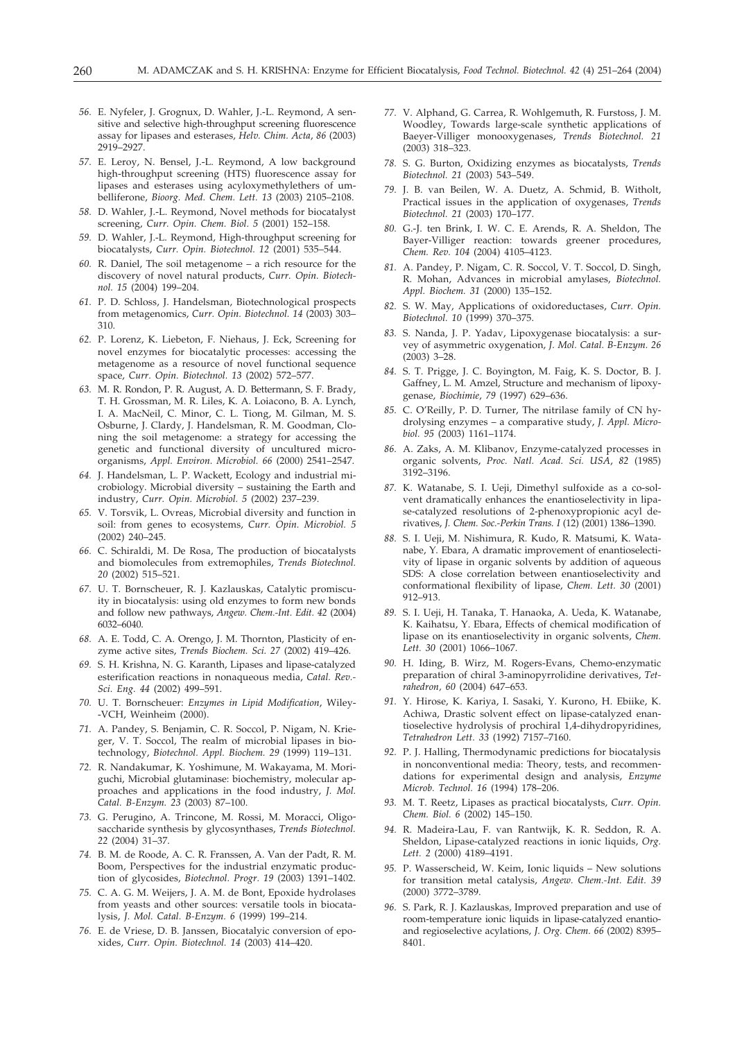56. E. Nyfeler, J. Grognux, D. Wahler, J.-L. Reymond, A sensitive and selective high-throughput screening fluorescence assay for lipases and esterases, *Helv. Chim. Acta*, *86* (2003) 2919–2927.

57. E. Leroy, N. Bensel, J.-L. Reymond, A low background high-throughput screening (HTS) fluorescence assay for lipases and esterases using acyloxymethylethers of umbelliferone, *Bioorg. Med. Chem. Lett. 13* (2003) 2105–2108.

58. D. Wahler, J.-L. Reymond, Novel methods for biocatalyst screening, *Curr. Opin. Chem. Biol. 5* (2001) 152–158.

59. D. Wahler, J.-L. Reymond, High-throughput screening for biocatalysts, *Curr. Opin. Biotechnol. 12* (2001) 535–544.

60. R. Daniel, The soil metagenome – a rich resource for the discovery of novel natural products, *Curr. Opin. Biotechnol. 15* (2004) 199–204.

61. P. D. Schloss, J. Handelsman, Biotechnological prospects from metagenomics, *Curr. Opin. Biotechnol. 14* (2003) 303–310.

62. P. Lorenz, K. Liebeton, F. Niehaus, J. Eck, Screening for novel enzymes for biocatalytic processes: accessing the metagenome as a resource of novel functional sequence space, *Curr. Opin. Biotechnol. 13* (2002) 572–577.

63. M. R. Rondon, P. R. August, A. D. Bettermann, S. F. Brady, T. H. Grossman, M. R. Liles, K. A. Loiacono, B. A. Lynch, I. A. MacNeil, C. Minor, C. L. Tiong, M. Gilman, M. S. Osburne, J. Clardy, J. Handelsman, R. M. Goodman, Cloning the soil metagenome: a strategy for accessing the genetic and functional diversity of uncultured microorganisms, *Appl. Environ. Microbiol. 66* (2000) 2541–2547.

64. J. Handelsman, L. P. Wackett, Ecology and industrial microbiology. Microbial diversity – sustaining the Earth and industry, *Curr. Opin. Microbiol. 5* (2002) 237–239.

65. V. Torsvik, L. Ovreas, Microbial diversity and function in soil: from genes to ecosystems, *Curr. Opin. Microbiol. 5* (2002) 240–245.

66. C. Schiraldi, M. De Rosa, The production of biocatalysts and biomolecules from extremophiles, *Trends Biotechnol. 20* (2002) 515–521.

67. U. T. Bornscheuer, R. J. Kazlauskas, Catalytic promiscuity in biocatalysis: using old enzymes to form new bonds and follow new pathways, *Angew. Chem.-Int. Edit. 42* (2004) 6032–6040.

68. A. E. Todd, C. A. Orengo, J. M. Thornton, Plasticity of enzyme active sites, *Trends Biochem. Sci. 27* (2002) 419–426.

69. S. H. Krishna, N. G. Karanth, Lipases and lipase-catalyzed esterification reactions in nonaqueous media, *Catal. Rev.-Sci. Eng. 44* (2002) 499–591.

70. U. T. Bornscheuer: *Enzymes in Lipid Modification*, Wiley-VCH, Weinheim (2000).

71. A. Pandey, S. Benjamin, C. R. Soccol, P. Nigam, N. Krieger, V. T. Soccol, The realm of microbial lipases in biotechnology, *Biotechnol. Appl. Biochem. 29* (1999) 119–131.

72. R. Nandakumar, K. Yoshimune, M. Wakayama, M. Moriguchi, Microbial glutaminase: biochemistry, molecular approaches and applications in the food industry, *J. Mol. Catal. B-Enzym. 23* (2003) 87–100.

73. G. Perugino, A. Trincone, M. Rossi, M. Moracci, Oligosaccharide synthesis by glycosynthases, *Trends Biotechnol. 22* (2004) 31–37.

74. B. M. de Roode, A. C. R. Franssen, A. Van der Padt, R. M. Boom, Perspectives for the industrial enzymatic production of glycosides, *Biotechnol. Progr. 19* (2003) 1391–1402.

75. C. A. G. M. Weijers, J. A. M. de Bont, Epoxide hydrolases from yeasts and other sources: versatile tools in biocatalysis, *J. Mol. Catal. B-Enzym. 6* (1999) 199–214.

76. E. de Vriese, D. B. Janssen, Biocatalyic conversion of epoxides, *Curr. Opin. Biotechnol. 14* (2003) 414–420.

77. V. Alphand, G. Carrea, R. Wohlgemuth, R. Furstoss, J. M. Woodley, Towards large-scale synthetic applications of Baeyer-Villiger monooxygenases, *Trends Biotechnol. 21* (2003) 318–323.

78. S. G. Burton, Oxidizing enzymes as biocatalysts, *Trends Biotechnol. 21* (2003) 543–549.

79. J. B. van Beilen, W. A. Duetz, A. Schmid, B. Witholt, Practical issues in the application of oxygenases, *Trends Biotechnol. 21* (2003) 170–177.

80. G.-J. ten Brink, I. W. C. E. Arends, R. A. Sheldon, The Bayer-Villiger reaction: towards greener procedures, *Chem. Rev. 104* (2004) 4105–4123.

81. A. Pandey, P. Nigam, C. R. Soccol, V. T. Soccol, D. Singh, R. Mohan, Advances in microbial amylases, *Biotechnol. Appl. Biochem. 31* (2000) 135–152.

82. S. W. May, Applications of oxidoreductases, *Curr. Opin. Biotechnol. 10* (1999) 370–375.

83. S. Nanda, J. P. Yadav, Lipoxygenase biocatalysis: a survey of asymmetric oxygenation, *J. Mol. Catal. B-Enzym. 26* (2003) 3–28.

84. S. T. Prigge, J. C. Boyington, M. Faig, K. S. Doctor, B. J. Gaffney, L. M. Amzel, Structure and mechanism of lipoxygenase, *Biochimie*, *79* (1997) 629–636.

85. C. O'Reilly, P. D. Turner, The nitrilase family of CN hydrolysing enzymes – a comparative study, *J. Appl. Microbiol. 95* (2003) 1161–1174.

86. A. Zaks, A. M. Klibanov, Enzyme-catalyzed processes in organic solvents, *Proc. Natl. Acad. Sci. USA*, *82* (1985) 3192–3196.

87. K. Watanabe, S. I. Ueji, Dimethyl sulfoxide as a co-solvent dramatically enhances the enantioselectivity in lipase-catalyzed resolutions of 2-phenoxypropionic acyl derivatives, *J. Chem. Soc.-Perkin Trans. I* (12) (2001) 1386–1390.

88. S. I. Ueji, M. Nishimura, R. Kudo, R. Matsumi, K. Watanabe, Y. Ebara, A dramatic improvement of enantioselectivity of lipase in organic solvents by addition of aqueous SDS: A close correlation between enantioselectivity and conformational flexibility of lipase, *Chem. Lett. 30* (2001) 912–913.

89. S. I. Ueji, H. Tanaka, T. Hanaoka, A. Ueda, K. Watanabe, K. Kaihatsu, Y. Ebara, Effects of chemical modification of lipase on its enantioselectivity in organic solvents, *Chem. Lett. 30* (2001) 1066–1067.

90. H. Iding, B. Wirz, M. Rogers-Evans, Chemo-enzymatic preparation of chiral 3-aminopyrrolidine derivatives, *Tetrahedron, 60* (2004) 647–653.

91. Y. Hirose, K. Kariya, I. Sasaki, Y. Kurono, H. Ebiike, K. Achiwa, Drastic solvent effect on lipase-catalyzed enantioselective hydrolysis of prochiral 1,4-dihydropyridines, *Tetrahedron Lett. 33* (1992) 7157–7160.

92. P. J. Halling, Thermodynamic predictions for biocatalysis in nonconventional media: Theory, tests, and recommendations for experimental design and analysis, *Enzyme Microb. Technol. 16* (1994) 178–206.

93. M. T. Reetz, Lipases as practical biocatalysts, *Curr. Opin. Chem. Biol. 6* (2002) 145–150.

94. R. Madeira-Lau, F. van Rantwijk, K. R. Seddon, R. A. Sheldon, Lipase-catalyzed reactions in ionic liquids, *Org. Lett. 2* (2000) 4189–4191.

95. P. Wasserscheid, W. Keim, Ionic liquids – New solutions for transition metal catalysis, *Angew. Chem.-Int. Edit. 39* (2000) 3772–3789.

96. S. Park, R. J. Kazlauskas, Improved preparation and use of room-temperature ionic liquids in lipase-catalyzed enantio- and regioselective acylations, *J. Org. Chem. 66* (2002) 8395–8401.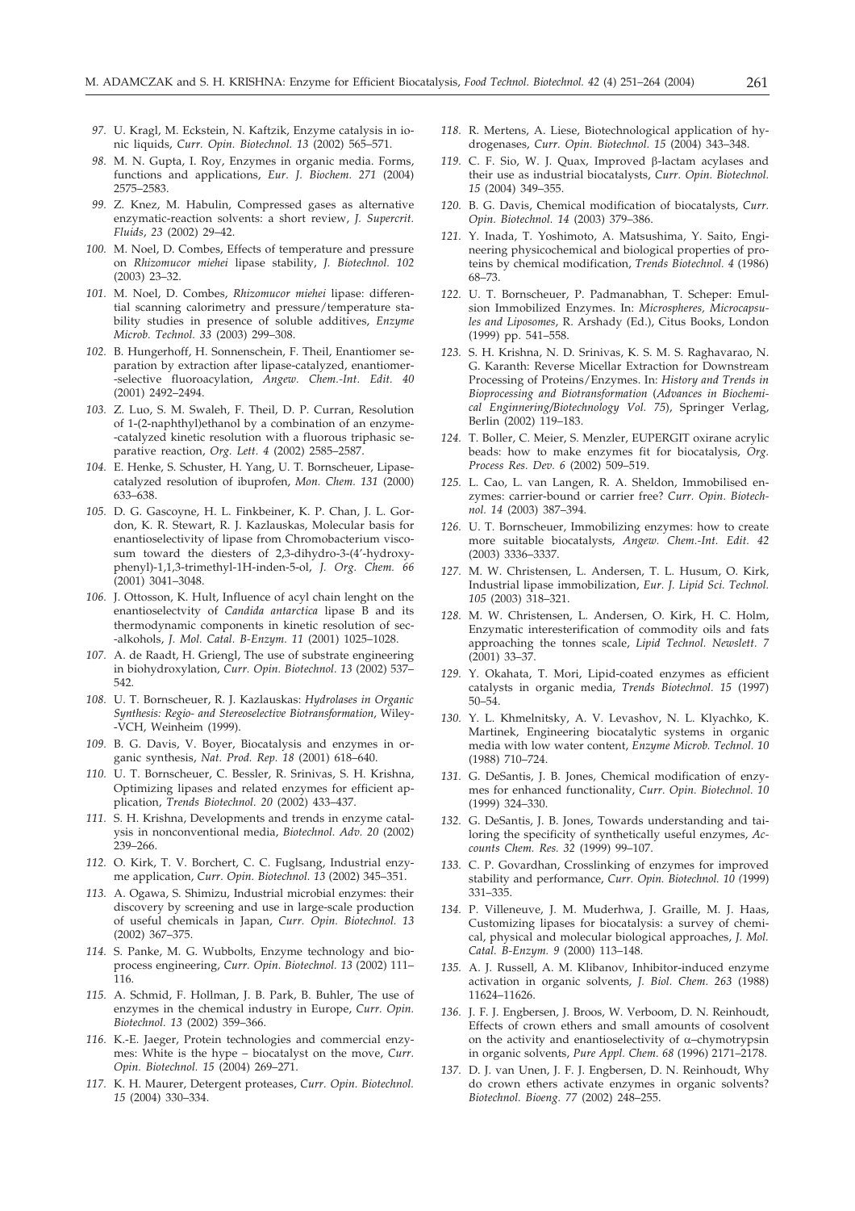97. U. Kragl, M. Eckstein, N. Kaftzik, Enzyme catalysis in ionic liquids, *Curr. Opin. Biotechnol. 13* (2002) 565–571.

98. M. N. Gupta, I. Roy, Enzymes in organic media. Forms, functions and applications, *Eur. J. Biochem. 271* (2004) 2575–2583.

99. Z. Knez, M. Habulin, Compressed gases as alternative enzymatic-reaction solvents: a short review, *J. Supercrit. Fluids*, *23* (2002) 29–42.

100. M. Noel, D. Combes, Effects of temperature and pressure on *Rhizomucor miehei* lipase stability, *J. Biotechnol. 102* (2003) 23–32.

101. M. Noel, D. Combes, *Rhizomucor miehei* lipase: differential scanning calorimetry and pressure/temperature stability studies in presence of soluble additives, *Enzyme Microb. Technol. 33* (2003) 299–308.

102. B. Hungerhoff, H. Sonnenschein, F. Theil, Enantiomer separation by extraction after lipase-catalyzed, enantiomer-selective fluoroacylation, *Angew. Chem.-Int. Edit. 40* (2001) 2492–2494.

103. Z. Luo, S. M. Swaleh, F. Theil, D. P. Curran, Resolution of 1-(2-naphthyl)ethanol by a combination of an enzyme-catalyzed kinetic resolution with a fluorous triphasic separative reaction, *Org. Lett. 4* (2002) 2585–2587.

104. E. Henke, S. Schuster, H. Yang, U. T. Bornscheuer, Lipase-catalyzed resolution of ibuprofen, *Mon. Chem. 131* (2000) 633–638.

105. D. G. Gascoyne, H. L. Finkbeiner, K. P. Chan, J. L. Gordon, K. R. Stewart, R. J. Kazlauskas, Molecular basis for enantioselectivity of lipase from Chromobacterium viscosum toward the diesters of 2,3-dihydro-3-(4'-hydroxyphenyl)-1,1,3-trimethyl-1H-inden-5-ol, *J. Org. Chem. 66* (2001) 3041–3048.

106. J. Ottosson, K. Hult, Influence of acyl chain lenght on the enantioselectvity of *Candida antarctica* lipase B and its thermodynamic components in kinetic resolution of sec-alkohols, *J. Mol. Catal. B-Enzym. 11* (2001) 1025–1028.

107. A. de Raadt, H. Griengl, The use of substrate engineering in biohydroxylation, *Curr. Opin. Biotechnol. 13* (2002) 537–542.

108. U. T. Bornscheuer, R. J. Kazlauskas: *Hydrolases in Organic Synthesis: Regio- and Stereoselective Biotransformation*, Wiley-VCH, Weinheim (1999).

109. B. G. Davis, V. Boyer, Biocatalysis and enzymes in organic synthesis, *Nat. Prod. Rep. 18* (2001) 618–640.

110. U. T. Bornscheuer, C. Bessler, R. Srinivas, S. H. Krishna, Optimizing lipases and related enzymes for efficient application, *Trends Biotechnol. 20* (2002) 433–437.

111. S. H. Krishna, Developments and trends in enzyme catalysis in nonconventional media, *Biotechnol. Adv. 20* (2002) 239–266.

112. O. Kirk, T. V. Borchert, C. C. Fuglsang, Industrial enzyme application, *Curr. Opin. Biotechnol. 13* (2002) 345–351.

113. A. Ogawa, S. Shimizu, Industrial microbial enzymes: their discovery by screening and use in large-scale production of useful chemicals in Japan, *Curr. Opin. Biotechnol. 13* (2002) 367–375.

114. S. Panke, M. G. Wubbolts, Enzyme technology and bioprocess engineering, *Curr. Opin. Biotechnol. 13* (2002) 111–116.

115. A. Schmid, F. Hollman, J. B. Park, B. Buhler, The use of enzymes in the chemical industry in Europe, *Curr. Opin. Biotechnol. 13* (2002) 359–366.

116. K.-E. Jaeger, Protein technologies and commercial enzymes: White is the hype – biocatalyst on the move, *Curr. Opin. Biotechnol. 15* (2004) 269–271.

117. K. H. Maurer, Detergent proteases, *Curr. Opin. Biotechnol. 15* (2004) 330–334.

118. R. Mertens, A. Liese, Biotechnological application of hydrogenases, *Curr. Opin. Biotechnol. 15* (2004) 343–348.

119. C. F. Sio, W. J. Quax, Improved β-lactam acylases and their use as industrial biocatalysts, *Curr. Opin. Biotechnol. 15* (2004) 349–355.

120. B. G. Davis, Chemical modification of biocatalysts, *Curr. Opin. Biotechnol. 14* (2003) 379–386.

121. Y. Inada, T. Yoshimoto, A. Matsushima, Y. Saito, Engineering physicochemical and biological properties of proteins by chemical modification, *Trends Biotechnol. 4* (1986) 68–73.

122. U. T. Bornscheuer, P. Padmanabhan, T. Scheper: Emulsion Immobilized Enzymes. In: *Microspheres, Microcapsules and Liposomes*, R. Arshady (Ed.), Citus Books, London (1999) pp. 541–558.

123. S. H. Krishna, N. D. Srinivas, K. S. M. S. Raghavarao, N. G. Karanth: Reverse Micellar Extraction for Downstream Processing of Proteins/Enzymes. In: *History and Trends in Bioprocessing and Biotransformation* (*Advances in Biochemical Enginnering/Biotechnology Vol. 75*), Springer Verlag, Berlin (2002) 119–183.

124. T. Boller, C. Meier, S. Menzler, EUPERGIT oxirane acrylic beads: how to make enzymes fit for biocatalysis, *Org. Process Res. Dev. 6* (2002) 509–519.

125. L. Cao, L. van Langen, R. A. Sheldon, Immobilised enzymes: carrier-bound or carrier free? *Curr. Opin. Biotechnol. 14* (2003) 387–394.

126. U. T. Bornscheuer, Immobilizing enzymes: how to create more suitable biocatalysts, *Angew. Chem.-Int. Edit. 42* (2003) 3336–3337.

127. M. W. Christensen, L. Andersen, T. L. Husum, O. Kirk, Industrial lipase immobilization, *Eur. J. Lipid Sci. Technol. 105* (2003) 318–321.

128. M. W. Christensen, L. Andersen, O. Kirk, H. C. Holm, Enzymatic interesterification of commodity oils and fats approaching the tonnes scale, *Lipid Technol. Newslett. 7* (2001) 33–37.

129. Y. Okahata, T. Mori, Lipid-coated enzymes as efficient catalysts in organic media, *Trends Biotechnol. 15* (1997) 50–54.

130. Y. L. Khmelnitsky, A. V. Levashov, N. L. Klyachko, K. Martinek, Engineering biocatalytic systems in organic media with low water content, *Enzyme Microb. Technol. 10* (1988) 710–724.

131. G. DeSantis, J. B. Jones, Chemical modification of enzymes for enhanced functionality, *Curr. Opin. Biotechnol. 10* (1999) 324–330.

132. G. DeSantis, J. B. Jones, Towards understanding and tailoring the specificity of synthetically useful enzymes, *Accounts Chem. Res. 32* (1999) 99–107.

133. C. P. Govardhan, Crosslinking of enzymes for improved stability and performance, *Curr. Opin. Biotechnol. 10* (1999) 331–335.

134. P. Villeneuve, J. M. Muderhwa, J. Graille, M. J. Haas, Customizing lipases for biocatalysis: a survey of chemical, physical and molecular biological approaches, *J. Mol. Catal. B-Enzym. 9* (2000) 113–148.

135. A. J. Russell, A. M. Klibanov, Inhibitor-induced enzyme activation in organic solvents, *J. Biol. Chem. 263* (1988) 11624–11626.

136. J. F. J. Engbersen, J. Broos, W. Verboom, D. N. Reinhoudt, Effects of crown ethers and small amounts of cosolvent on the activity and enantioselectivity of α–chymotrypsin in organic solvents, *Pure Appl. Chem. 68* (1996) 2171–2178.

137. D. J. van Unen, J. F. J. Engbersen, D. N. Reinhoudt, Why do crown ethers activate enzymes in organic solvents? *Biotechnol. Bioeng. 77* (2002) 248–255.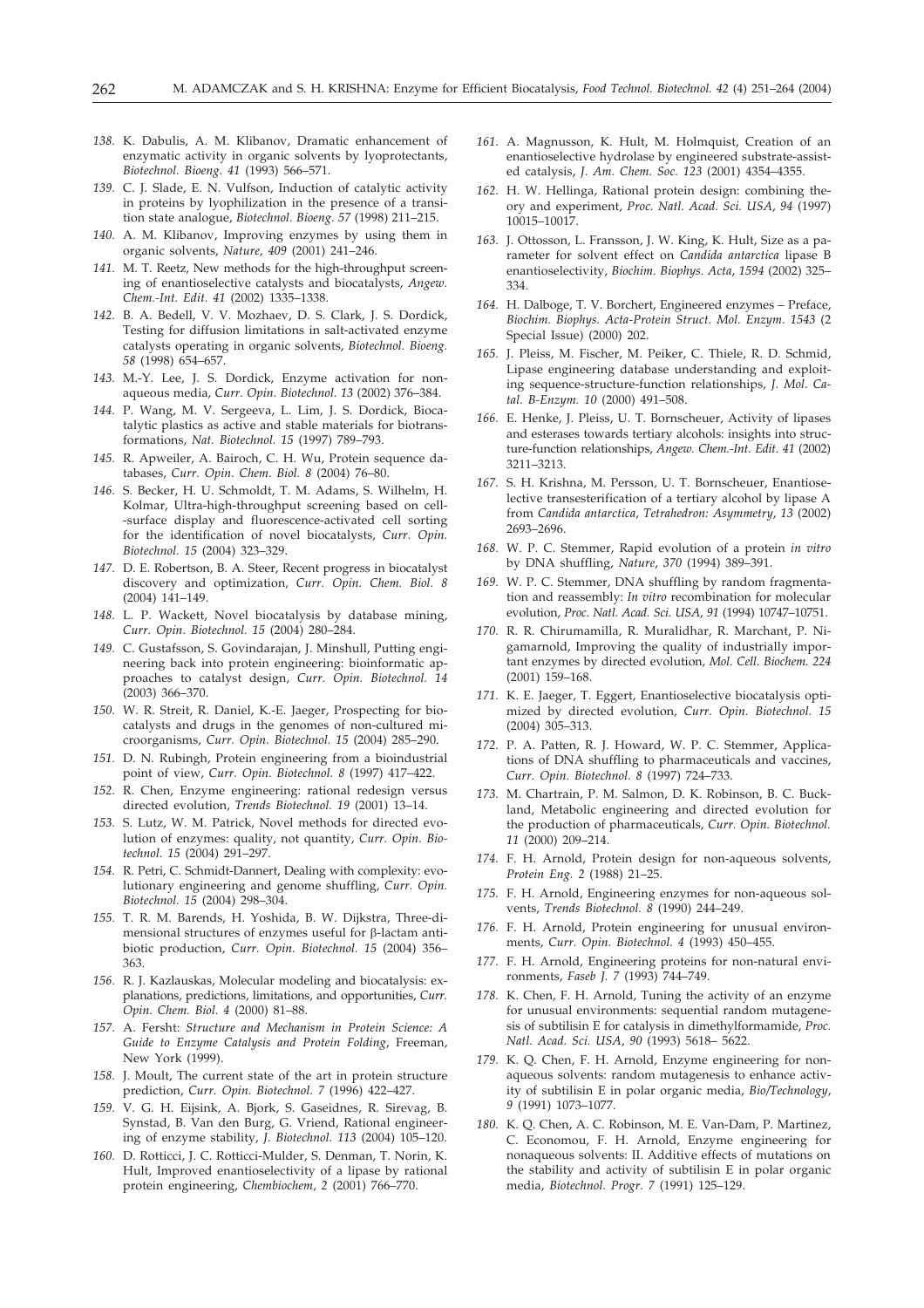138. K. Dabulis, A. M. Klibanov, Dramatic enhancement of enzymatic activity in organic solvents by lyoprotectants, *Biotechnol. Bioeng. 41* (1993) 566–571.

139. C. J. Slade, E. N. Vulfson, Induction of catalytic activity in proteins by lyophilization in the presence of a transition state analogue, *Biotechnol. Bioeng. 57* (1998) 211–215.

140. A. M. Klibanov, Improving enzymes by using them in organic solvents, *Nature, 409* (2001) 241–246.

141. M. T. Reetz, New methods for the high-throughput screening of enantioselective catalysts and biocatalysts, *Angew. Chem.-Int. Edit. 41* (2002) 1335–1338.

142. B. A. Bedell, V. V. Mozhaev, D. S. Clark, J. S. Dordick, Testing for diffusion limitations in salt-activated enzyme catalysts operating in organic solvents, *Biotechnol. Bioeng. 58* (1998) 654–657.

143. M.-Y. Lee, J. S. Dordick, Enzyme activation for nonaqueous media, *Curr. Opin. Biotechnol. 13* (2002) 376–384.

144. P. Wang, M. V. Sergeeva, L. Lim, J. S. Dordick, Biocatalytic plastics as active and stable materials for biotransformations, *Nat. Biotechnol. 15* (1997) 789–793.

145. R. Apweiler, A. Bairoch, C. H. Wu, Protein sequence databases, *Curr. Opin. Chem. Biol. 8* (2004) 76–80.

146. S. Becker, H. U. Schmoldt, T. M. Adams, S. Wilhelm, H. Kolmar, Ultra-high-throughput screening based on cell-surface display and fluorescence-activated cell sorting for the identification of novel biocatalysts, *Curr. Opin. Biotechnol. 15* (2004) 323–329.

147. D. E. Robertson, B. A. Steer, Recent progress in biocatalyst discovery and optimization, *Curr. Opin. Chem. Biol. 8* (2004) 141–149.

148. L. P. Wackett, Novel biocatalysis by database mining, *Curr. Opin. Biotechnol. 15* (2004) 280–284.

149. C. Gustafsson, S. Govindarajan, J. Minshull, Putting engineering back into protein engineering: bioinformatic approaches to catalyst design, *Curr. Opin. Biotechnol. 14* (2003) 366–370.

150. W. R. Streit, R. Daniel, K.-E. Jaeger, Prospecting for biocatalysts and drugs in the genomes of non-cultured microorganisms, *Curr. Opin. Biotechnol. 15* (2004) 285–290.

151. D. N. Rubingh, Protein engineering from a bioindustrial point of view, *Curr. Opin. Biotechnol. 8* (1997) 417–422.

152. R. Chen, Enzyme engineering: rational redesign versus directed evolution, *Trends Biotechnol. 19* (2001) 13–14.

153. S. Lutz, W. M. Patrick, Novel methods for directed evolution of enzymes: quality, not quantity, *Curr. Opin. Biotechnol. 15* (2004) 291–297.

154. R. Petri, C. Schmidt-Dannert, Dealing with complexity: evolutionary engineering and genome shuffling, *Curr. Opin. Biotechnol. 15* (2004) 298–304.

155. T. R. M. Barends, H. Yoshida, B. W. Dijkstra, Three-dimensional structures of enzymes useful for β-lactam antibiotic production, *Curr. Opin. Biotechnol. 15* (2004) 356–363.

156. R. J. Kazlauskas, Molecular modeling and biocatalysis: explanations, predictions, limitations, and opportunities, *Curr. Opin. Chem. Biol. 4* (2000) 81–88.

157. A. Fersht: *Structure and Mechanism in Protein Science: A Guide to Enzyme Catalysis and Protein Folding*, Freeman, New York (1999).

158. J. Moult, The current state of the art in protein structure prediction, *Curr. Opin. Biotechnol. 7* (1996) 422–427.

159. V. G. H. Eijsink, A. Bjork, S. Gaseidnes, R. Sirevag, B. Synstad, B. Van den Burg, G. Vriend, Rational engineering of enzyme stability, *J. Biotechnol. 113* (2004) 105–120.

160. D. Rotticci, J. C. Rotticci-Mulder, S. Denman, T. Norin, K. Hult, Improved enantioselectivity of a lipase by rational protein engineering, *Chembiochem, 2* (2001) 766–770.

161. A. Magnusson, K. Hult, M. Holmquist, Creation of an enantioselective hydrolase by engineered substrate-assisted catalysis, *J. Am. Chem. Soc. 123* (2001) 4354–4355.

162. H. W. Hellinga, Rational protein design: combining theory and experiment, *Proc. Natl. Acad. Sci. USA, 94* (1997) 10015–10017.

163. J. Ottosson, L. Fransson, J. W. King, K. Hult, Size as a parameter for solvent effect on *Candida antarctica* lipase B enantioselectivity, *Biochim. Biophys. Acta, 1594* (2002) 325–334.

164. H. Dalboge, T. V. Borchert, Engineered enzymes – Preface, *Biochim. Biophys. Acta-Protein Struct. Mol. Enzym. 1543* (2 Special Issue) (2000) 202.

165. J. Pleiss, M. Fischer, M. Peiker, C. Thiele, R. D. Schmid, Lipase engineering database understanding and exploiting sequence-structure-function relationships, *J. Mol. Catal. B-Enzym. 10* (2000) 491–508.

166. E. Henke, J. Pleiss, U. T. Bornscheuer, Activity of lipases and esterases towards tertiary alcohols: insights into structure-function relationships, *Angew. Chem.-Int. Edit. 41* (2002) 3211–3213.

167. S. H. Krishna, M. Persson, U. T. Bornscheuer, Enantioselective transesterification of a tertiary alcohol by lipase A from *Candida antarctica*, *Tetrahedron: Asymmetry, 13* (2002) 2693–2696.

168. W. P. C. Stemmer, Rapid evolution of a protein *in vitro* by DNA shuffling, *Nature, 370* (1994) 389–391.

169. W. P. C. Stemmer, DNA shuffling by random fragmentation and reassembly: *In vitro* recombination for molecular evolution, *Proc. Natl. Acad. Sci. USA, 91* (1994) 10747–10751.

170. R. R. Chirumamilla, R. Muralidhar, R. Marchant, P. Nigamarnold, Improving the quality of industrially important enzymes by directed evolution, *Mol. Cell. Biochem. 224* (2001) 159–168.

171. K. E. Jaeger, T. Eggert, Enantioselective biocatalysis optimized by directed evolution, *Curr. Opin. Biotechnol. 15* (2004) 305–313.

172. P. A. Patten, R. J. Howard, W. P. C. Stemmer, Applications of DNA shuffling to pharmaceuticals and vaccines, *Curr. Opin. Biotechnol. 8* (1997) 724–733.

173. M. Chartrain, P. M. Salmon, D. K. Robinson, B. C. Buckland, Metabolic engineering and directed evolution for the production of pharmaceuticals, *Curr. Opin. Biotechnol. 11* (2000) 209–214.

174. F. H. Arnold, Protein design for non-aqueous solvents, *Protein Eng. 2* (1988) 21–25.

175. F. H. Arnold, Engineering enzymes for non-aqueous solvents, *Trends Biotechnol. 8* (1990) 244–249.

176. F. H. Arnold, Protein engineering for unusual environments, *Curr. Opin. Biotechnol. 4* (1993) 450–455.

177. F. H. Arnold, Engineering proteins for non-natural environments, *Faseb J. 7* (1993) 744–749.

178. K. Chen, F. H. Arnold, Tuning the activity of an enzyme for unusual environments: sequential random mutagenesis of subtilisin E for catalysis in dimethylformamide, *Proc. Natl. Acad. Sci. USA, 90* (1993) 5618– 5622.

179. K. Q. Chen, F. H. Arnold, Enzyme engineering for nonaqueous solvents: random mutagenesis to enhance activity of subtilisin E in polar organic media, *Bio/Technology, 9* (1991) 1073–1077.

180. K. Q. Chen, A. C. Robinson, M. E. Van-Dam, P. Martinez, C. Economou, F. H. Arnold, Enzyme engineering for nonaqueous solvents: II. Additive effects of mutations on the stability and activity of subtilisin E in polar organic media, *Biotechnol. Progr. 7* (1991) 125–129.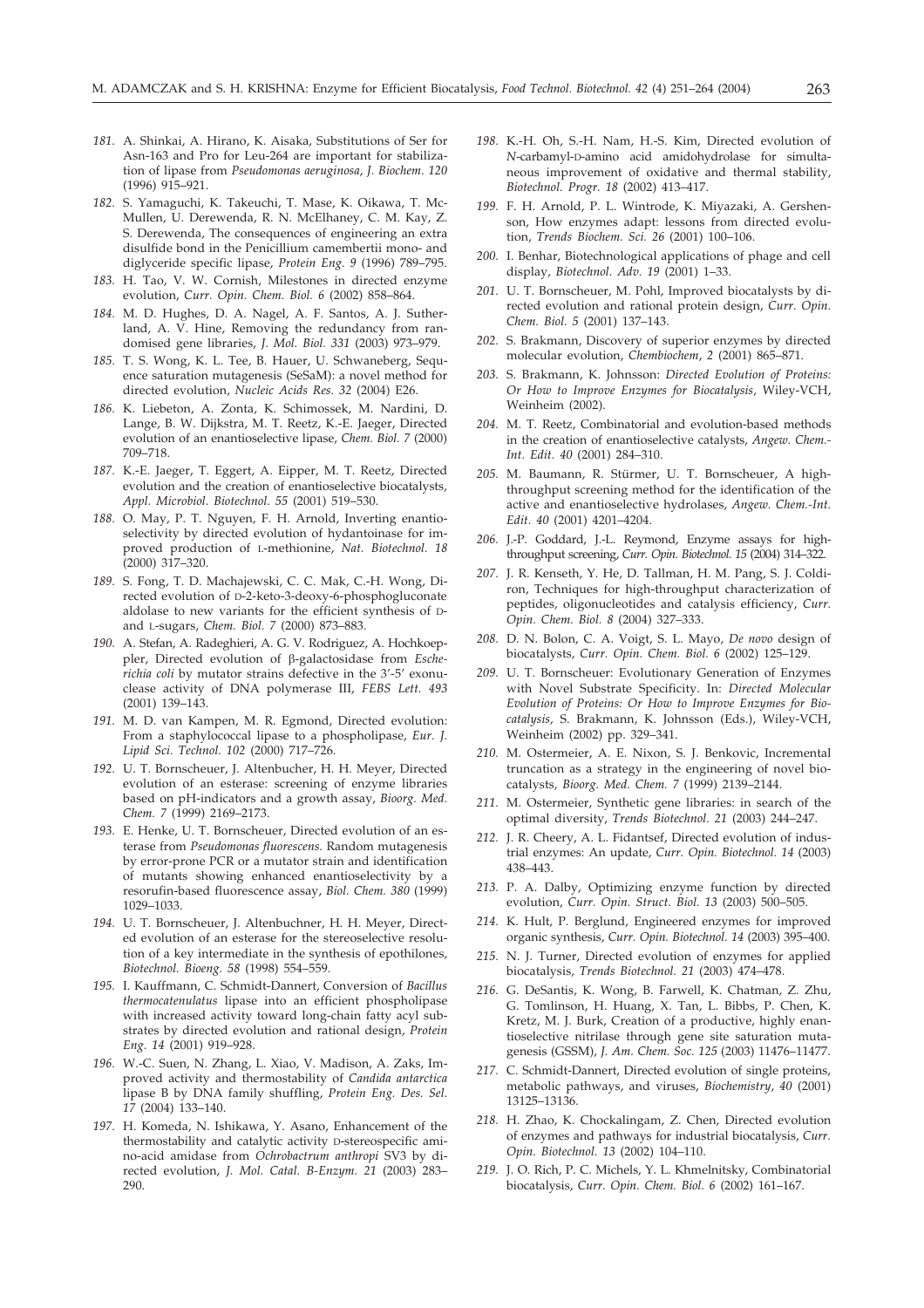181. A. Shinkai, A. Hirano, K. Aisaka, Substitutions of Ser for Asn-163 and Pro for Leu-264 are important for stabilization of lipase from *Pseudomonas aeruginosa*, *J. Biochem. 120* (1996) 915–921.

182. S. Yamaguchi, K. Takeuchi, T. Mase, K. Oikawa, T. McMullen, U. Derewenda, R. N. McElhaney, C. M. Kay, Z. S. Derewenda, The consequences of engineering an extra disulfide bond in the Penicillium camembertii mono- and diglyceride specific lipase, *Protein Eng. 9* (1996) 789–795.

183. H. Tao, V. W. Cornish, Milestones in directed enzyme evolution, *Curr. Opin. Chem. Biol. 6* (2002) 858–864.

184. M. D. Hughes, D. A. Nagel, A. F. Santos, A. J. Sutherland, A. V. Hine, Removing the redundancy from randomised gene libraries, *J. Mol. Biol. 331* (2003) 973–979.

185. T. S. Wong, K. L. Lee, B. Hauer, U. Schwaneberg, Sequence saturation mutagenesis (SeSaM): a novel method for directed evolution, *Nucleic Acids Res. 32* (2004) E26.

186. K. Liebeton, A. Zonta, K. Schimossek, M. Nardini, D. Lange, B. W. Dijkstra, M. T. Reetz, K.-E. Jaeger, Directed evolution of an enantioselective lipase, *Chem. Biol. 7* (2000) 709–718.

187. K.-E. Jaeger, T. Eggert, A. Eipper, M. T. Reetz, Directed evolution and the creation of enantioselective biocatalysts, *Appl. Microbiol. Biotechnol. 55* (2001) 519–530.

188. O. May, P. T. Nguyen, F. H. Arnold, Inverting enantioselectivity by directed evolution of hydantoinase for improved production of L-methionine, *Nat. Biotechnol. 18* (2000) 317–320.

189. S. Fong, T. D. Machajewski, C. C. Mak, C.-H. Wong, Directed evolution of D-2-keto-3-deoxy-6-phosphogluconate aldolase to new variants for the efficient synthesis of D- and L-sugars, *Chem. Biol. 7* (2000) 873–883.

190. A. Stefan, A. Radeghieri, A. G. V. Rodriguez, A. Hochkoeppler, Directed evolution of β-galactosidase from *Escherichia coli* by mutator strains defective in the 3'-5' exonuclease activity of DNA polymerase III, *FEBS Lett. 493* (2001) 139–143.

191. M. D. van Kampen, M. R. Egmond, Directed evolution: From a staphylococcal lipase to a phospholipase, *Eur. J. Lipid Sci. Technol. 102* (2000) 717–726.

192. U. T. Bornscheuer, J. Altenbucher, H. H. Meyer, Directed evolution of an esterase: screening of enzyme libraries based on pH-indicators and a growth assay, *Bioorg. Med. Chem. 7* (1999) 2169–2173.

193. E. Henke, U. T. Bornscheuer, Directed evolution of an esterase from *Pseudomonas fluorescens.* Random mutagenesis by error-prone PCR or a mutator strain and identification of mutants showing enhanced enantioselectivity by a resorufin-based fluorescence assay, *Biol. Chem. 380* (1999) 1029–1033.

194. U. T. Bornscheuer, J. Altenbuchner, H. H. Meyer, Directed evolution of an esterase for the stereoselective resolution of a key intermediate in the synthesis of epothilones, *Biotechnol. Bioeng. 58* (1998) 554–559.

195. I. Kauffmann, C. Schmidt-Dannert, Conversion of *Bacillus thermocatenulatus* lipase into an efficient phospholipase with increased activity toward long-chain fatty acyl substrates by directed evolution and rational design, *Protein Eng. 14* (2001) 919–928.

196. W.-C. Suen, N. Zhang, L. Xiao, V. Madison, A. Zaks, Improved activity and thermostability of *Candida antarctica* lipase B by DNA family shuffling, *Protein Eng. Des. Sel. 17* (2004) 133–140.

197. H. Komeda, N. Ishikawa, Y. Asano, Enhancement of the thermostability and catalytic activity D-stereospecific amino-acid amidase from *Ochrobactrum anthropi* SV3 by directed evolution, *J. Mol. Catal. B-Enzym. 21* (2003) 283–290.

198. K.-H. Oh, S.-H. Nam, H.-S. Kim, Directed evolution of *N*-carbamyl-D-amino acid amidohydrolase for simultaneous improvement of oxidative and thermal stability, *Biotechnol. Progr. 18* (2002) 413–417.

199. F. H. Arnold, P. L. Wintrode, K. Miyazaki, A. Gershenson, How enzymes adapt: lessons from directed evolution, *Trends Biochem. Sci. 26* (2001) 100–106.

200. I. Benhar, Biotechnological applications of phage and cell display, *Biotechnol. Adv. 19* (2001) 1–33.

201. U. T. Bornscheuer, M. Pohl, Improved biocatalysts by directed evolution and rational protein design, *Curr. Opin. Chem. Biol. 5* (2001) 137–143.

202. S. Brakmann, Discovery of superior enzymes by directed molecular evolution, *Chembiochem*, *2* (2001) 865–871.

203. S. Brakmann, K. Johnsson: *Directed Evolution of Proteins: Or How to Improve Enzymes for Biocatalysis*, Wiley-VCH, Weinheim (2002).

204. M. T. Reetz, Combinatorial and evolution-based methods in the creation of enantioselective catalysts, *Angew. Chem.-Int. Edit. 40* (2001) 284–310.

205. M. Baumann, R. Stürmer, U. T. Bornscheuer, A high-throughput screening method for the identification of the active and enantioselective hydrolases, *Angew. Chem.-Int. Edit. 40* (2001) 4201–4204.

206. J.-P. Goddard, J.-L. Reymond, Enzyme assays for high-throughput screening, *Curr. Opin. Biotechnol. 15* (2004) 314–322.

207. J. R. Kenseth, Y. He, D. Tallman, H. M. Pang, S. J. Coldiron, Techniques for high-throughput characterization of peptides, oligonucleotides and catalysis efficiency, *Curr. Opin. Chem. Biol. 8* (2004) 327–333.

208. D. N. Bolon, C. A. Voigt, S. L. Mayo, *De novo* design of biocatalysts, *Curr. Opin. Chem. Biol. 6* (2002) 125–129.

209. U. T. Bornscheuer: Evolutionary Generation of Enzymes with Novel Substrate Specificity. In: *Directed Molecular Evolution of Proteins: Or How to Improve Enzymes for Biocatalysis*, S. Brakmann, K. Johnsson (Eds.), Wiley-VCH, Weinheim (2002) pp. 329–341.

210. M. Ostermeier, A. E. Nixon, S. J. Benkovic, Incremental truncation as a strategy in the engineering of novel biocatalysts, *Bioorg. Med. Chem. 7* (1999) 2139–2144.

211. M. Ostermeier, Synthetic gene libraries: in search of the optimal diversity, *Trends Biotechnol. 21* (2003) 244–247.

212. J. R. Cheery, A. L. Fidantsef, Directed evolution of industrial enzymes: An update, *Curr. Opin. Biotechnol. 14* (2003) 438–443.

213. P. A. Dalby, Optimizing enzyme function by directed evolution, *Curr. Opin. Struct. Biol. 13* (2003) 500–505.

214. K. Hult, P. Berglund, Engineered enzymes for improved organic synthesis, *Curr. Opin. Biotechnol. 14* (2003) 395–400.

215. N. J. Turner, Directed evolution of enzymes for applied biocatalysis, *Trends Biotechnol. 21* (2003) 474–478.

216. G. DeSantis, K. Wong, B. Farwell, K. Chatman, Z. Zhu, G. Tomlinson, H. Huang, X. Tan, L. Bibbs, P. Chen, K. Kretz, M. J. Burk, Creation of a productive, highly enantioselective nitrilase through gene site saturation mutagenesis (GSSM), *J. Am. Chem. Soc. 125* (2003) 11476–11477.

217. C. Schmidt-Dannert, Directed evolution of single proteins, metabolic pathways, and viruses, *Biochemistry*, *40* (2001) 13125–13136.

218. H. Zhao, K. Chockalingam, Z. Chen, Directed evolution of enzymes and pathways for industrial biocatalysis, *Curr. Opin. Biotechnol. 13* (2002) 104–110.

219. J. O. Rich, P. C. Michels, Y. L. Khmelnitsky, Combinatorial biocatalysis, *Curr. Opin. Chem. Biol. 6* (2002) 161–167.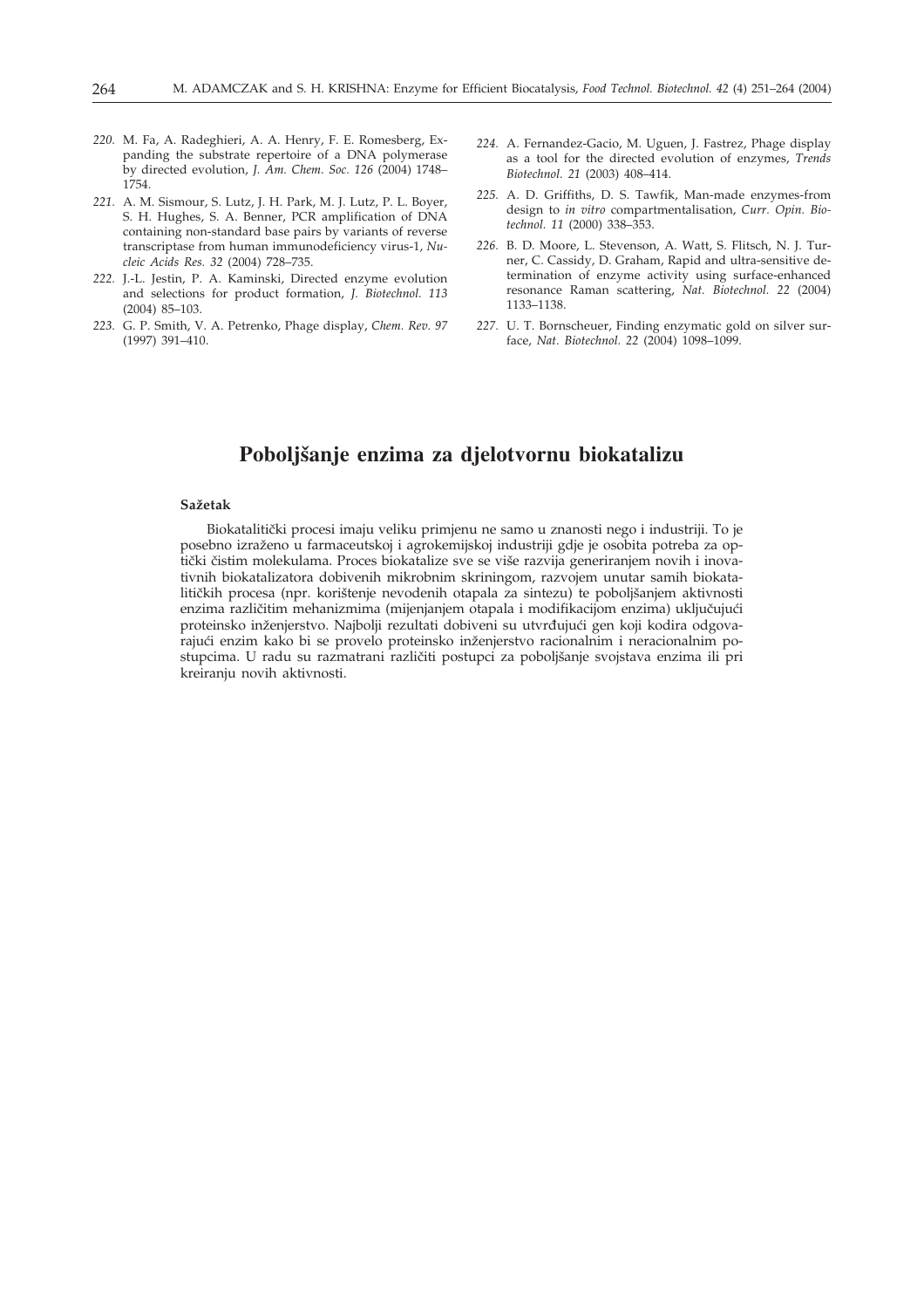220. M. Fa, A. Radeghieri, A. A. Henry, F. E. Romesberg, Expanding the substrate repertoire of a DNA polymerase by directed evolution, *J. Am. Chem. Soc. 126* (2004) 1748–1754.

221. A. M. Sismour, S. Lutz, J. H. Park, M. J. Lutz, P. L. Boyer, S. H. Hughes, S. A. Benner, PCR amplification of DNA containing non-standard base pairs by variants of reverse transcriptase from human immunodeficiency virus-1, *Nucleic Acids Res. 32* (2004) 728–735.

222. J.-L. Jestin, P. A. Kaminski, Directed enzyme evolution and selections for product formation, *J. Biotechnol. 113* (2004) 85–103.

223. G. P. Smith, V. A. Petrenko, Phage display, *Chem. Rev. 97* (1997) 391–410.

224. A. Fernandez-Gacio, M. Uguen, J. Fastrez, Phage display as a tool for the directed evolution of enzymes, *Trends Biotechnol. 21* (2003) 408–414.

225. A. D. Griffiths, D. S. Tawfik, Man-made enzymes-from design to *in vitro* compartmentalisation, *Curr. Opin. Biotechnol. 11* (2000) 338–353.

226. B. D. Moore, L. Stevenson, A. Watt, S. Flitsch, N. J. Turner, C. Cassidy, D. Graham, Rapid and ultra-sensitive determination of enzyme activity using surface-enhanced resonance Raman scattering, *Nat. Biotechnol. 22* (2004) 1133–1138.

227. U. T. Bornscheuer, Finding enzymatic gold on silver surface, *Nat. Biotechnol. 22* (2004) 1098–1099.

# Poboljšanje enzima za djelotvornu biokatalizu

### Sažetak

Biokatalitički procesi imaju veliku primjenu ne samo u znanosti nego i industriji. To je posebno izraženo u farmaceutskoj i agrokemijskoj industriji gdje je osobita potreba za optički čistim molekulama. Proces biokatalize sve se više razvija generiranjem novih i inovativnih biokatalizatora dobivenih mikrobnim skriningom, razvojem unutar samih biokatalitičkih procesa (npr. korištenje nevodenih otapala za sintezu) te poboljšanjem aktivnosti enzima različitim mehanizmima (mijenjanjem otapala i modifikacijom enzima) uključujući proteinsko inženjerstvo. Najbolji rezultati dobiveni su utvrđujući gen koji kodira odgovarajući enzim kako bi se provelo proteinsko inženjerstvo racionalnim i neracionalnim postupcima. U radu su razmatrani različiti postupci za poboljšanje svojstava enzima ili pri kreiranju novih aktivnosti.